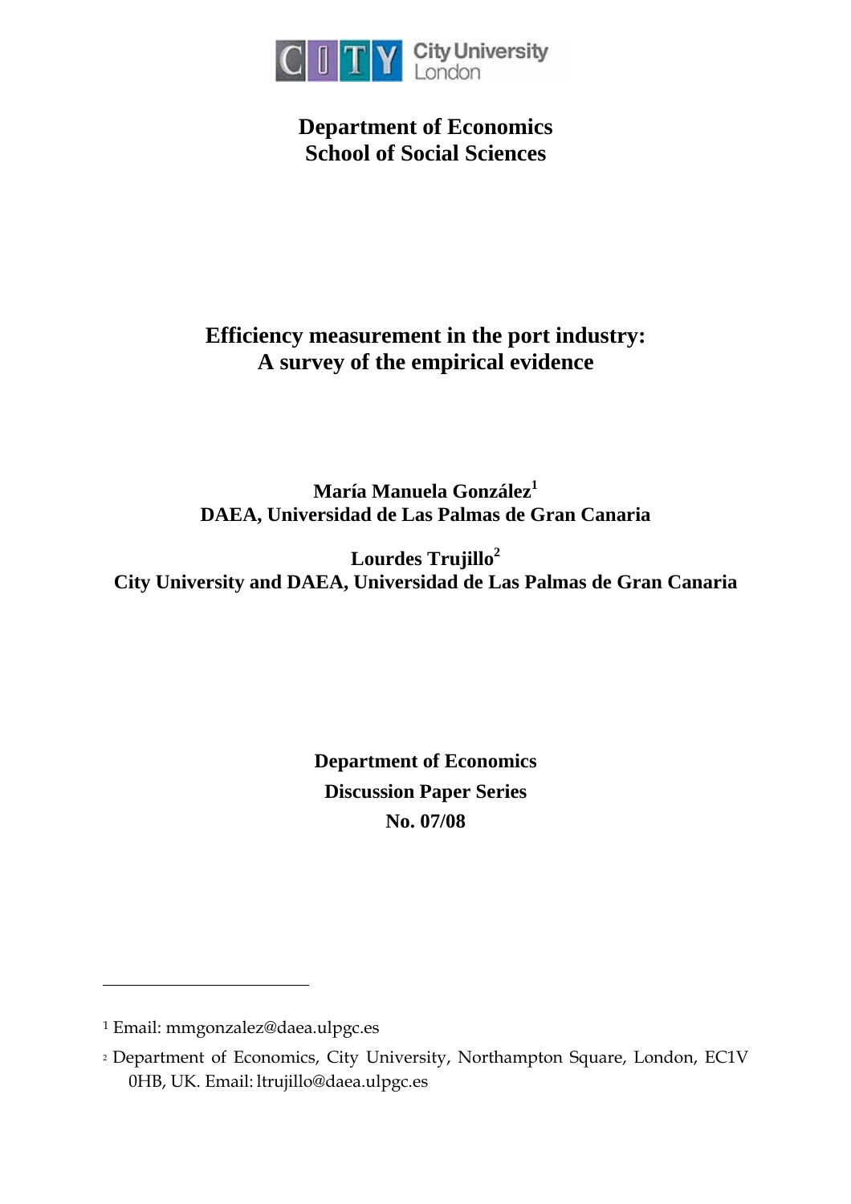City University London

**Department of Economics**
**School of Social Sciences**

# Efficiency measurement in the port industry: A survey of the empirical evidence

**María Manuela González[1]**
**DAEA, Universidad de Las Palmas de Gran Canaria**

**Lourdes Trujillo[2]**
**City University and DAEA, Universidad de Las Palmas de Gran Canaria**

**Department of Economics**
**Discussion Paper Series**
**No. 07/08**

---

[1] Email: mmgonzalez@daea.ulpgc.es

[2] Department of Economics, City University, Northampton Square, London, EC1V 0HB, UK. Email: ltrujillo@daea.ulpgc.es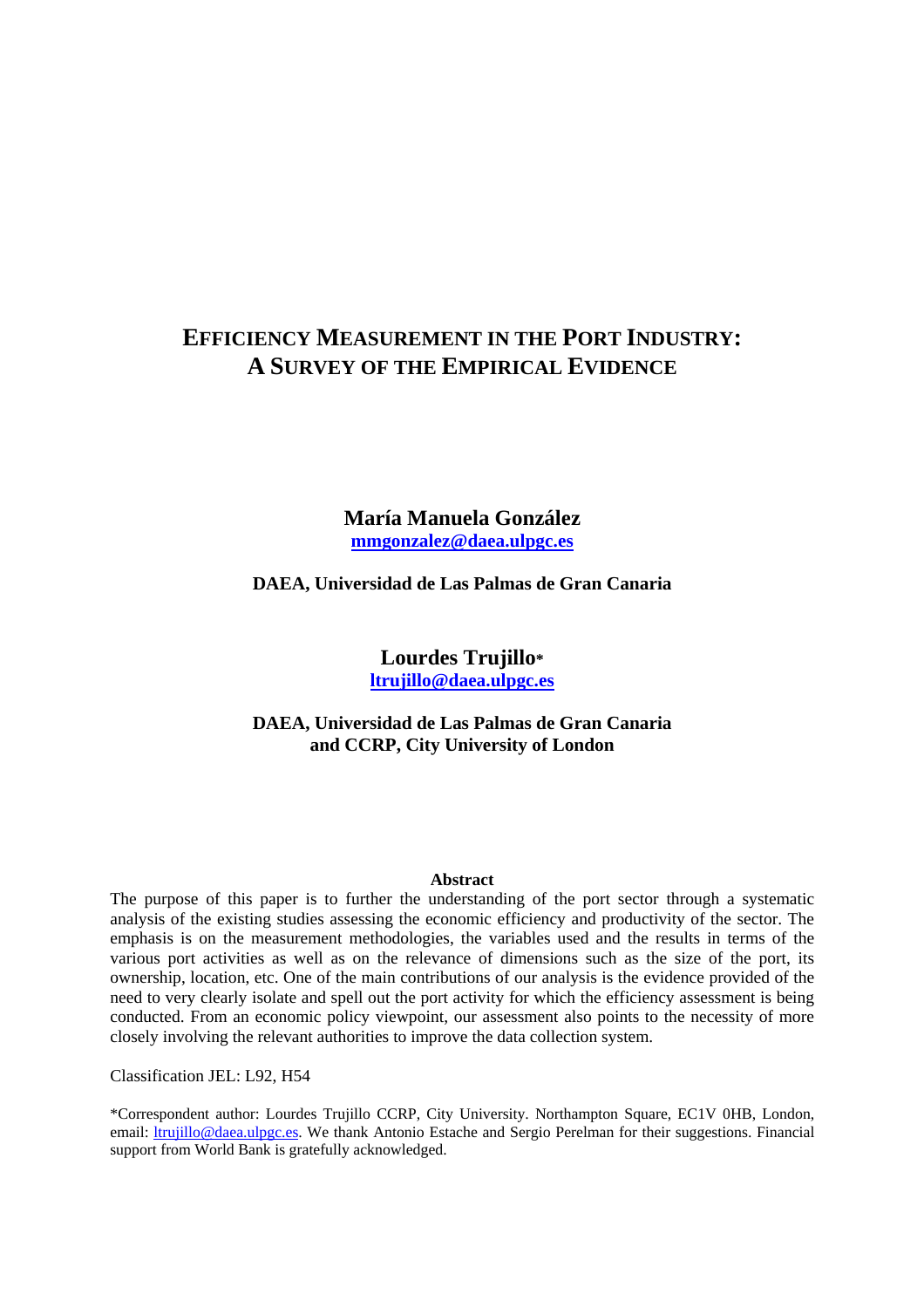# EFFICIENCY MEASUREMENT IN THE PORT INDUSTRY: A SURVEY OF THE EMPIRICAL EVIDENCE

**María Manuela González**
**mmgonzalez@daea.ulpgc.es**

**DAEA, Universidad de Las Palmas de Gran Canaria**

**Lourdes Trujillo***
**ltrujillo@daea.ulpgc.es**

**DAEA, Universidad de Las Palmas de Gran Canaria and CCRP, City University of London**

**Abstract**

The purpose of this paper is to further the understanding of the port sector through a systematic analysis of the existing studies assessing the economic efficiency and productivity of the sector. The emphasis is on the measurement methodologies, the variables used and the results in terms of the various port activities as well as on the relevance of dimensions such as the size of the port, its ownership, location, etc. One of the main contributions of our analysis is the evidence provided of the need to very clearly isolate and spell out the port activity for which the efficiency assessment is being conducted. From an economic policy viewpoint, our assessment also points to the necessity of more closely involving the relevant authorities to improve the data collection system.

Classification JEL: L92, H54

*Correspondent author: Lourdes Trujillo CCRP, City University. Northampton Square, EC1V 0HB, London, email: ltrujillo@daea.ulpgc.es. We thank Antonio Estache and Sergio Perelman for their suggestions. Financial support from World Bank is gratefully acknowledged.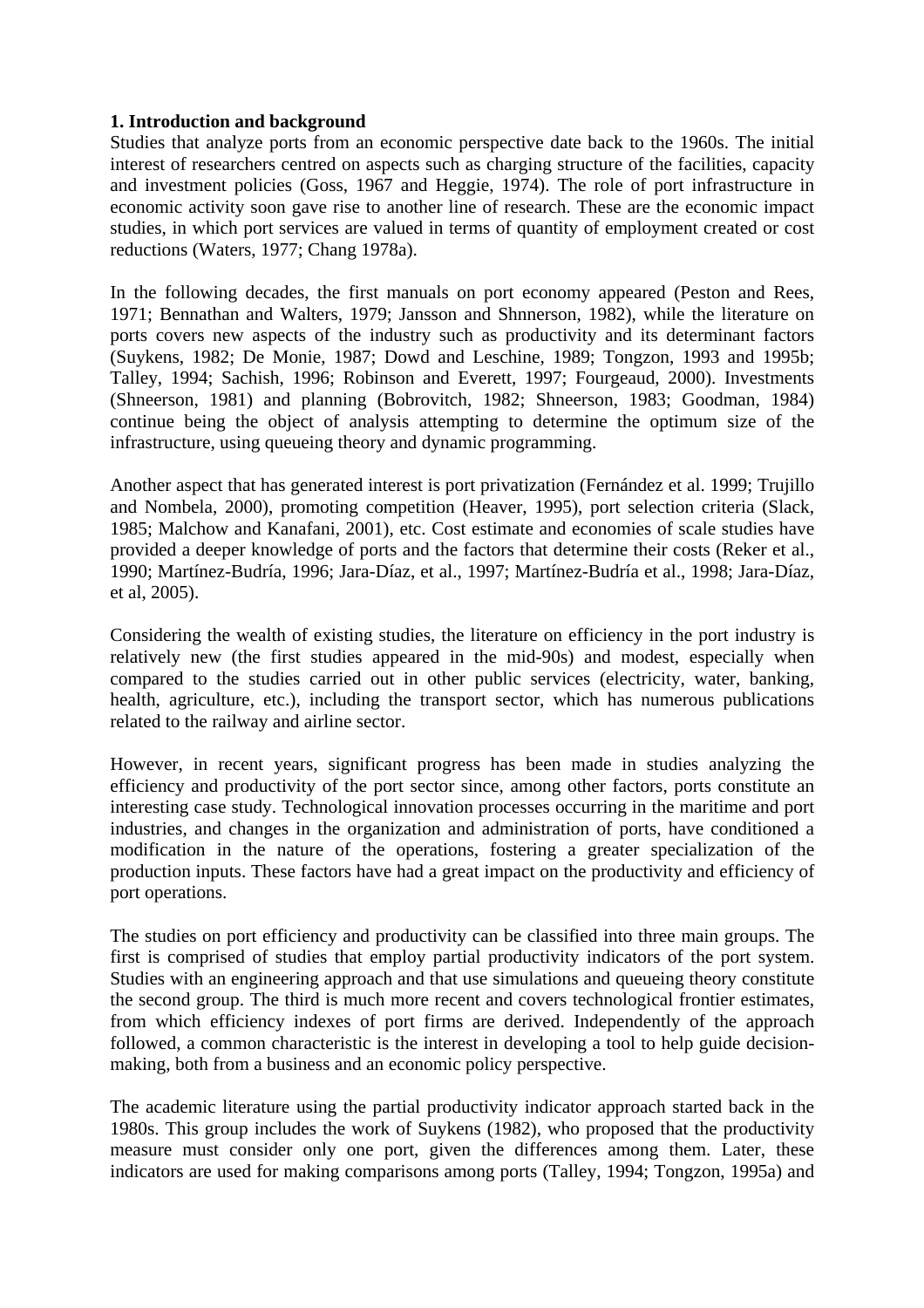## 1. Introduction and background

Studies that analyze ports from an economic perspective date back to the 1960s. The initial interest of researchers centred on aspects such as charging structure of the facilities, capacity and investment policies (Goss, 1967 and Heggie, 1974). The role of port infrastructure in economic activity soon gave rise to another line of research. These are the economic impact studies, in which port services are valued in terms of quantity of employment created or cost reductions (Waters, 1977; Chang 1978a).

In the following decades, the first manuals on port economy appeared (Peston and Rees, 1971; Bennathan and Walters, 1979; Jansson and Shnnerson, 1982), while the literature on ports covers new aspects of the industry such as productivity and its determinant factors (Suykens, 1982; De Monie, 1987; Dowd and Leschine, 1989; Tongzon, 1993 and 1995b; Talley, 1994; Sachish, 1996; Robinson and Everett, 1997; Fourgeaud, 2000). Investments (Shneerson, 1981) and planning (Bobrovitch, 1982; Shneerson, 1983; Goodman, 1984) continue being the object of analysis attempting to determine the optimum size of the infrastructure, using queueing theory and dynamic programming.

Another aspect that has generated interest is port privatization (Fernández et al. 1999; Trujillo and Nombela, 2000), promoting competition (Heaver, 1995), port selection criteria (Slack, 1985; Malchow and Kanafani, 2001), etc. Cost estimate and economies of scale studies have provided a deeper knowledge of ports and the factors that determine their costs (Reker et al., 1990; Martínez-Budría, 1996; Jara-Díaz, et al., 1997; Martínez-Budría et al., 1998; Jara-Díaz, et al, 2005).

Considering the wealth of existing studies, the literature on efficiency in the port industry is relatively new (the first studies appeared in the mid-90s) and modest, especially when compared to the studies carried out in other public services (electricity, water, banking, health, agriculture, etc.), including the transport sector, which has numerous publications related to the railway and airline sector.

However, in recent years, significant progress has been made in studies analyzing the efficiency and productivity of the port sector since, among other factors, ports constitute an interesting case study. Technological innovation processes occurring in the maritime and port industries, and changes in the organization and administration of ports, have conditioned a modification in the nature of the operations, fostering a greater specialization of the production inputs. These factors have had a great impact on the productivity and efficiency of port operations.

The studies on port efficiency and productivity can be classified into three main groups. The first is comprised of studies that employ partial productivity indicators of the port system. Studies with an engineering approach and that use simulations and queueing theory constitute the second group. The third is much more recent and covers technological frontier estimates, from which efficiency indexes of port firms are derived. Independently of the approach followed, a common characteristic is the interest in developing a tool to help guide decision-making, both from a business and an economic policy perspective.

The academic literature using the partial productivity indicator approach started back in the 1980s. This group includes the work of Suykens (1982), who proposed that the productivity measure must consider only one port, given the differences among them. Later, these indicators are used for making comparisons among ports (Talley, 1994; Tongzon, 1995a) and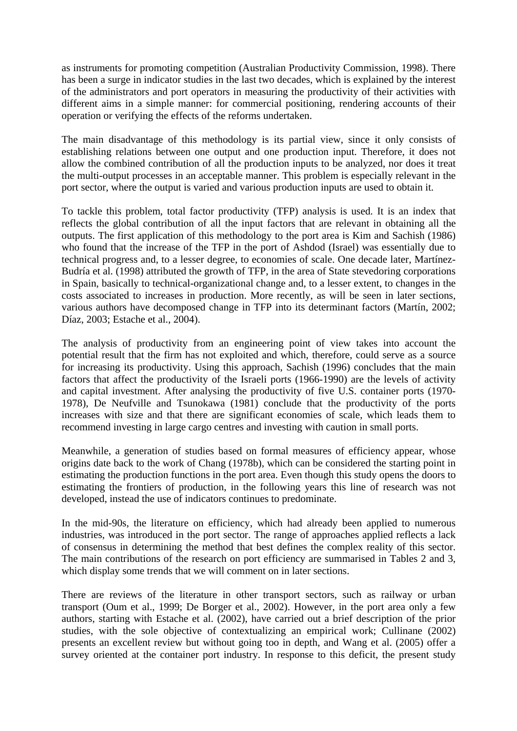as instruments for promoting competition (Australian Productivity Commission, 1998). There has been a surge in indicator studies in the last two decades, which is explained by the interest of the administrators and port operators in measuring the productivity of their activities with different aims in a simple manner: for commercial positioning, rendering accounts of their operation or verifying the effects of the reforms undertaken.

The main disadvantage of this methodology is its partial view, since it only consists of establishing relations between one output and one production input. Therefore, it does not allow the combined contribution of all the production inputs to be analyzed, nor does it treat the multi-output processes in an acceptable manner. This problem is especially relevant in the port sector, where the output is varied and various production inputs are used to obtain it.

To tackle this problem, total factor productivity (TFP) analysis is used. It is an index that reflects the global contribution of all the input factors that are relevant in obtaining all the outputs. The first application of this methodology to the port area is Kim and Sachish (1986) who found that the increase of the TFP in the port of Ashdod (Israel) was essentially due to technical progress and, to a lesser degree, to economies of scale. One decade later, Martínez-Budría et al. (1998) attributed the growth of TFP, in the area of State stevedoring corporations in Spain, basically to technical-organizational change and, to a lesser extent, to changes in the costs associated to increases in production. More recently, as will be seen in later sections, various authors have decomposed change in TFP into its determinant factors (Martín, 2002; Díaz, 2003; Estache et al., 2004).

The analysis of productivity from an engineering point of view takes into account the potential result that the firm has not exploited and which, therefore, could serve as a source for increasing its productivity. Using this approach, Sachish (1996) concludes that the main factors that affect the productivity of the Israeli ports (1966-1990) are the levels of activity and capital investment. After analysing the productivity of five U.S. container ports (1970-1978), De Neufville and Tsunokawa (1981) conclude that the productivity of the ports increases with size and that there are significant economies of scale, which leads them to recommend investing in large cargo centres and investing with caution in small ports.

Meanwhile, a generation of studies based on formal measures of efficiency appear, whose origins date back to the work of Chang (1978b), which can be considered the starting point in estimating the production functions in the port area. Even though this study opens the doors to estimating the frontiers of production, in the following years this line of research was not developed, instead the use of indicators continues to predominate.

In the mid-90s, the literature on efficiency, which had already been applied to numerous industries, was introduced in the port sector. The range of approaches applied reflects a lack of consensus in determining the method that best defines the complex reality of this sector. The main contributions of the research on port efficiency are summarised in Tables 2 and 3, which display some trends that we will comment on in later sections.

There are reviews of the literature in other transport sectors, such as railway or urban transport (Oum et al., 1999; De Borger et al., 2002). However, in the port area only a few authors, starting with Estache et al. (2002), have carried out a brief description of the prior studies, with the sole objective of contextualizing an empirical work; Cullinane (2002) presents an excellent review but without going too in depth, and Wang et al. (2005) offer a survey oriented at the container port industry. In response to this deficit, the present study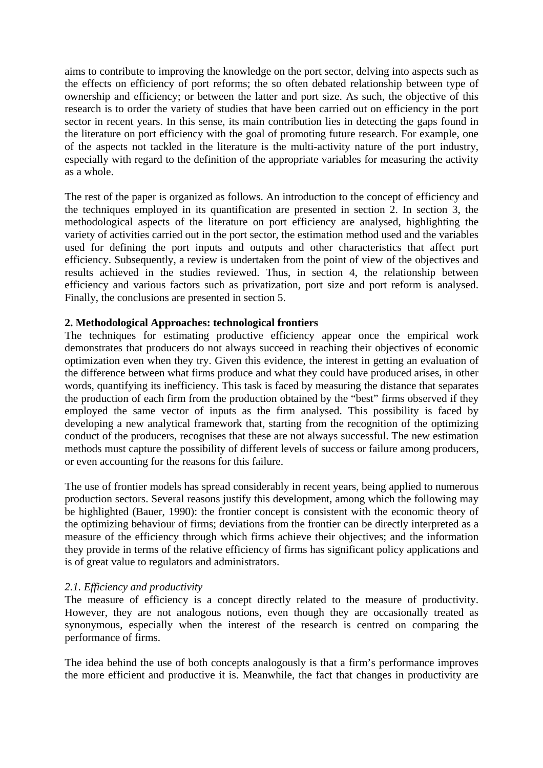aims to contribute to improving the knowledge on the port sector, delving into aspects such as the effects on efficiency of port reforms; the so often debated relationship between type of ownership and efficiency; or between the latter and port size. As such, the objective of this research is to order the variety of studies that have been carried out on efficiency in the port sector in recent years. In this sense, its main contribution lies in detecting the gaps found in the literature on port efficiency with the goal of promoting future research. For example, one of the aspects not tackled in the literature is the multi-activity nature of the port industry, especially with regard to the definition of the appropriate variables for measuring the activity as a whole.

The rest of the paper is organized as follows. An introduction to the concept of efficiency and the techniques employed in its quantification are presented in section 2. In section 3, the methodological aspects of the literature on port efficiency are analysed, highlighting the variety of activities carried out in the port sector, the estimation method used and the variables used for defining the port inputs and outputs and other characteristics that affect port efficiency. Subsequently, a review is undertaken from the point of view of the objectives and results achieved in the studies reviewed. Thus, in section 4, the relationship between efficiency and various factors such as privatization, port size and port reform is analysed. Finally, the conclusions are presented in section 5.

## 2. Methodological Approaches: technological frontiers

The techniques for estimating productive efficiency appear once the empirical work demonstrates that producers do not always succeed in reaching their objectives of economic optimization even when they try. Given this evidence, the interest in getting an evaluation of the difference between what firms produce and what they could have produced arises, in other words, quantifying its inefficiency. This task is faced by measuring the distance that separates the production of each firm from the production obtained by the "best" firms observed if they employed the same vector of inputs as the firm analysed. This possibility is faced by developing a new analytical framework that, starting from the recognition of the optimizing conduct of the producers, recognises that these are not always successful. The new estimation methods must capture the possibility of different levels of success or failure among producers, or even accounting for the reasons for this failure.

The use of frontier models has spread considerably in recent years, being applied to numerous production sectors. Several reasons justify this development, among which the following may be highlighted (Bauer, 1990): the frontier concept is consistent with the economic theory of the optimizing behaviour of firms; deviations from the frontier can be directly interpreted as a measure of the efficiency through which firms achieve their objectives; and the information they provide in terms of the relative efficiency of firms has significant policy applications and is of great value to regulators and administrators.

### *2.1. Efficiency and productivity*

The measure of efficiency is a concept directly related to the measure of productivity. However, they are not analogous notions, even though they are occasionally treated as synonymous, especially when the interest of the research is centred on comparing the performance of firms.

The idea behind the use of both concepts analogously is that a firm's performance improves the more efficient and productive it is. Meanwhile, the fact that changes in productivity are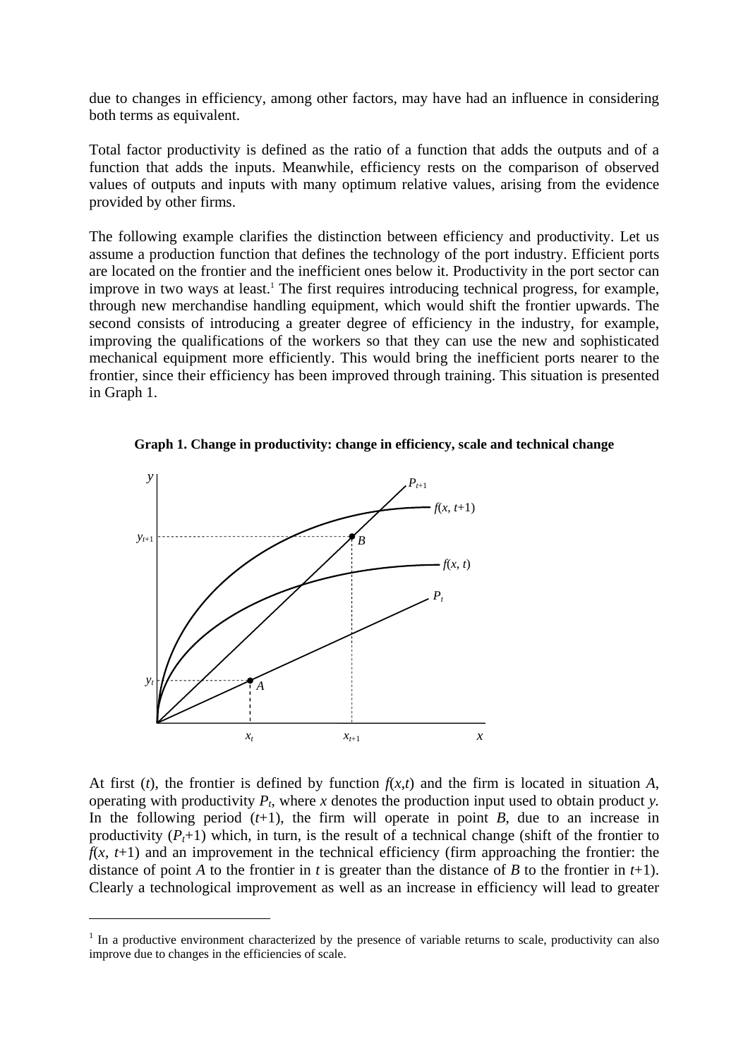due to changes in efficiency, among other factors, may have had an influence in considering both terms as equivalent.

Total factor productivity is defined as the ratio of a function that adds the outputs and of a function that adds the inputs. Meanwhile, efficiency rests on the comparison of observed values of outputs and inputs with many optimum relative values, arising from the evidence provided by other firms.

The following example clarifies the distinction between efficiency and productivity. Let us assume a production function that defines the technology of the port industry. Efficient ports are located on the frontier and the inefficient ones below it. Productivity in the port sector can improve in two ways at least.[1] The first requires introducing technical progress, for example, through new merchandise handling equipment, which would shift the frontier upwards. The second consists of introducing a greater degree of efficiency in the industry, for example, improving the qualifications of the workers so that they can use the new and sophisticated mechanical equipment more efficiently. This would bring the inefficient ports nearer to the frontier, since their efficiency has been improved through training. This situation is presented in Graph 1.

**Graph 1. Change in productivity: change in efficiency, scale and technical change**

At first ($t$), the frontier is defined by function $f(x,t)$ and the firm is located in situation $A$, operating with productivity $P_t$, where $x$ denotes the production input used to obtain product $y$. In the following period ($t$+1), the firm will operate in point $B$, due to an increase in productivity ($P_t$+1) which, in turn, is the result of a technical change (shift of the frontier to $f(x, t+1)$ and an improvement in the technical efficiency (firm approaching the frontier: the distance of point $A$ to the frontier in $t$ is greater than the distance of $B$ to the frontier in $t$+1). Clearly a technological improvement as well as an increase in efficiency will lead to greater

[1] In a productive environment characterized by the presence of variable returns to scale, productivity can also improve due to changes in the efficiencies of scale.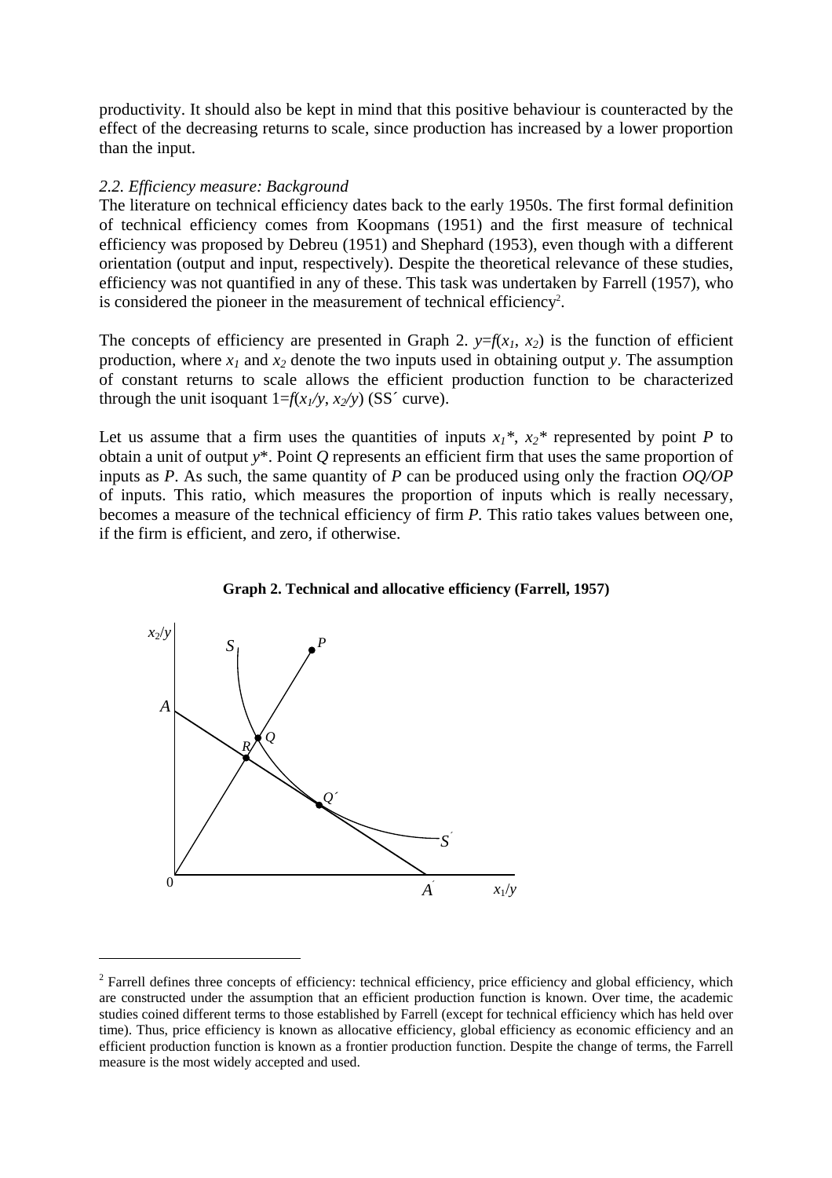productivity. It should also be kept in mind that this positive behaviour is counteracted by the effect of the decreasing returns to scale, since production has increased by a lower proportion than the input.

### *2.2. Efficiency measure: Background*

The literature on technical efficiency dates back to the early 1950s. The first formal definition of technical efficiency comes from Koopmans (1951) and the first measure of technical efficiency was proposed by Debreu (1951) and Shephard (1953), even though with a different orientation (output and input, respectively). Despite the theoretical relevance of these studies, efficiency was not quantified in any of these. This task was undertaken by Farrell (1957), who is considered the pioneer in the measurement of technical efficiency[2].

The concepts of efficiency are presented in Graph 2. $y=f(x_1, x_2)$ is the function of efficient production, where $x_1$ and $x_2$ denote the two inputs used in obtaining output $y$. The assumption of constant returns to scale allows the efficient production function to be characterized through the unit isoquant $1=f(x_1/y, x_2/y)$ (SS´ curve).

Let us assume that a firm uses the quantities of inputs $x_1^*$, $x_2^*$ represented by point *P* to obtain a unit of output $y^*$. Point *Q* represents an efficient firm that uses the same proportion of inputs as *P*. As such, the same quantity of *P* can be produced using only the fraction *OQ/OP* of inputs. This ratio, which measures the proportion of inputs which is really necessary, becomes a measure of the technical efficiency of firm *P*. This ratio takes values between one, if the firm is efficient, and zero, if otherwise.

**Graph 2. Technical and allocative efficiency (Farrell, 1957)**

[2] Farrell defines three concepts of efficiency: technical efficiency, price efficiency and global efficiency, which are constructed under the assumption that an efficient production function is known. Over time, the academic studies coined different terms to those established by Farrell (except for technical efficiency which has held over time). Thus, price efficiency is known as allocative efficiency, global efficiency as economic efficiency and an efficient production function is known as a frontier production function. Despite the change of terms, the Farrell measure is the most widely accepted and used.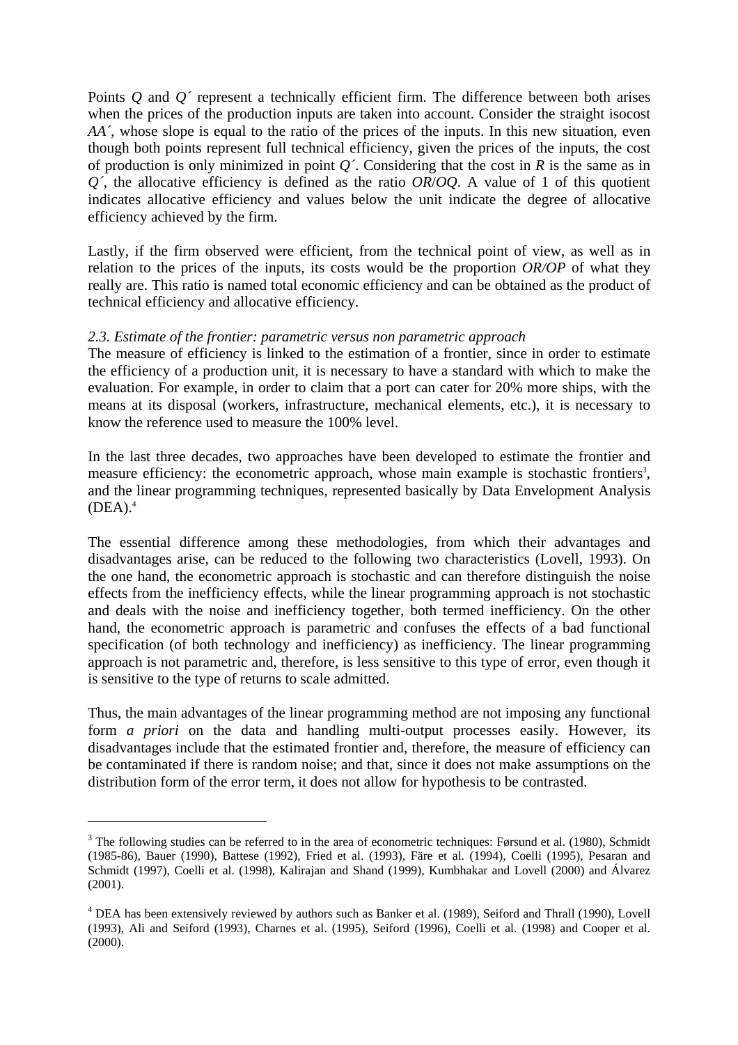Points *Q* and *Q´* represent a technically efficient firm. The difference between both arises when the prices of the production inputs are taken into account. Consider the straight isocost *AA´*, whose slope is equal to the ratio of the prices of the inputs. In this new situation, even though both points represent full technical efficiency, given the prices of the inputs, the cost of production is only minimized in point *Q´*. Considering that the cost in *R* is the same as in *Q´*, the allocative efficiency is defined as the ratio *OR*/*OQ*. A value of 1 of this quotient indicates allocative efficiency and values below the unit indicate the degree of allocative efficiency achieved by the firm.

Lastly, if the firm observed were efficient, from the technical point of view, as well as in relation to the prices of the inputs, its costs would be the proportion *OR/OP* of what they really are. This ratio is named total economic efficiency and can be obtained as the product of technical efficiency and allocative efficiency.

*2.3. Estimate of the frontier: parametric versus non parametric approach*

The measure of efficiency is linked to the estimation of a frontier, since in order to estimate the efficiency of a production unit, it is necessary to have a standard with which to make the evaluation. For example, in order to claim that a port can cater for 20% more ships, with the means at its disposal (workers, infrastructure, mechanical elements, etc.), it is necessary to know the reference used to measure the 100% level.

In the last three decades, two approaches have been developed to estimate the frontier and measure efficiency: the econometric approach, whose main example is stochastic frontiers[3], and the linear programming techniques, represented basically by Data Envelopment Analysis (DEA).[4]

The essential difference among these methodologies, from which their advantages and disadvantages arise, can be reduced to the following two characteristics (Lovell, 1993). On the one hand, the econometric approach is stochastic and can therefore distinguish the noise effects from the inefficiency effects, while the linear programming approach is not stochastic and deals with the noise and inefficiency together, both termed inefficiency. On the other hand, the econometric approach is parametric and confuses the effects of a bad functional specification (of both technology and inefficiency) as inefficiency. The linear programming approach is not parametric and, therefore, is less sensitive to this type of error, even though it is sensitive to the type of returns to scale admitted.

Thus, the main advantages of the linear programming method are not imposing any functional form *a priori* on the data and handling multi-output processes easily. However, its disadvantages include that the estimated frontier and, therefore, the measure of efficiency can be contaminated if there is random noise; and that, since it does not make assumptions on the distribution form of the error term, it does not allow for hypothesis to be contrasted.

---

[3] The following studies can be referred to in the area of econometric techniques: Førsund et al. (1980), Schmidt (1985-86), Bauer (1990), Battese (1992), Fried et al. (1993), Färe et al. (1994), Coelli (1995), Pesaran and Schmidt (1997), Coelli et al. (1998), Kalirajan and Shand (1999), Kumbhakar and Lovell (2000) and Álvarez (2001).

[4] DEA has been extensively reviewed by authors such as Banker et al. (1989), Seiford and Thrall (1990), Lovell (1993), Ali and Seiford (1993), Charnes et al. (1995), Seiford (1996), Coelli et al. (1998) and Cooper et al. (2000).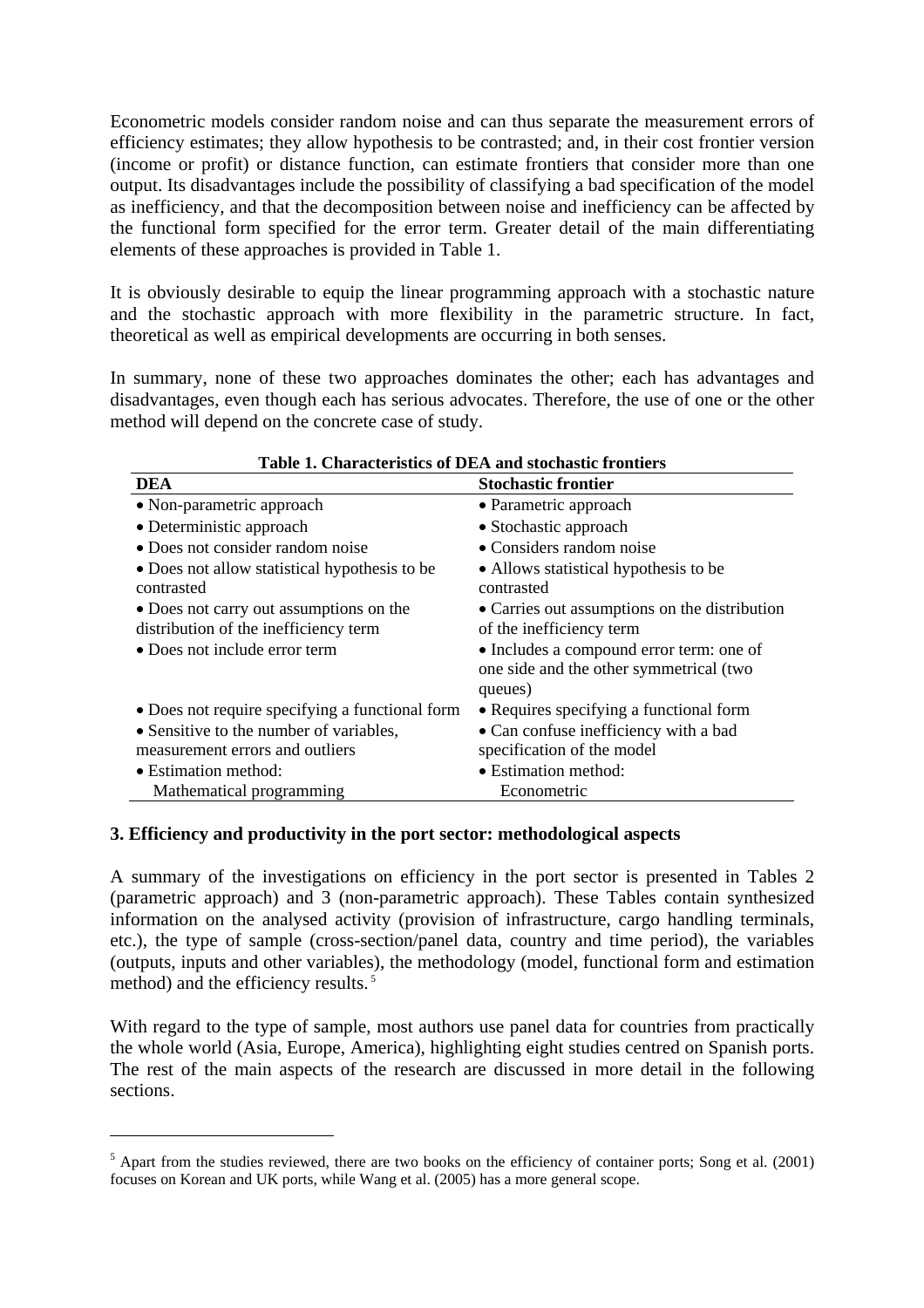Econometric models consider random noise and can thus separate the measurement errors of efficiency estimates; they allow hypothesis to be contrasted; and, in their cost frontier version (income or profit) or distance function, can estimate frontiers that consider more than one output. Its disadvantages include the possibility of classifying a bad specification of the model as inefficiency, and that the decomposition between noise and inefficiency can be affected by the functional form specified for the error term. Greater detail of the main differentiating elements of these approaches is provided in Table 1.

It is obviously desirable to equip the linear programming approach with a stochastic nature and the stochastic approach with more flexibility in the parametric structure. In fact, theoretical as well as empirical developments are occurring in both senses.

In summary, none of these two approaches dominates the other; each has advantages and disadvantages, even though each has serious advocates. Therefore, the use of one or the other method will depend on the concrete case of study.

**Table 1. Characteristics of DEA and stochastic frontiers**

| DEA | Stochastic frontier |
|---|---|
| • Non-parametric approach | • Parametric approach |
| • Deterministic approach | • Stochastic approach |
| • Does not consider random noise | • Considers random noise |
| • Does not allow statistical hypothesis to be contrasted | • Allows statistical hypothesis to be contrasted |
| • Does not carry out assumptions on the distribution of the inefficiency term | • Carries out assumptions on the distribution of the inefficiency term |
| • Does not include error term | • Includes a compound error term: one of one side and the other symmetrical (two queues) |
| • Does not require specifying a functional form | • Requires specifying a functional form |
| • Sensitive to the number of variables, measurement errors and outliers | • Can confuse inefficiency with a bad specification of the model |
| • Estimation method: Mathematical programming | • Estimation method: Econometric |

## 3. Efficiency and productivity in the port sector: methodological aspects

A summary of the investigations on efficiency in the port sector is presented in Tables 2 (parametric approach) and 3 (non-parametric approach). These Tables contain synthesized information on the analysed activity (provision of infrastructure, cargo handling terminals, etc.), the type of sample (cross-section/panel data, country and time period), the variables (outputs, inputs and other variables), the methodology (model, functional form and estimation method) and the efficiency results.[5]

With regard to the type of sample, most authors use panel data for countries from practically the whole world (Asia, Europe, America), highlighting eight studies centred on Spanish ports. The rest of the main aspects of the research are discussed in more detail in the following sections.

[5] Apart from the studies reviewed, there are two books on the efficiency of container ports; Song et al. (2001) focuses on Korean and UK ports, while Wang et al. (2005) has a more general scope.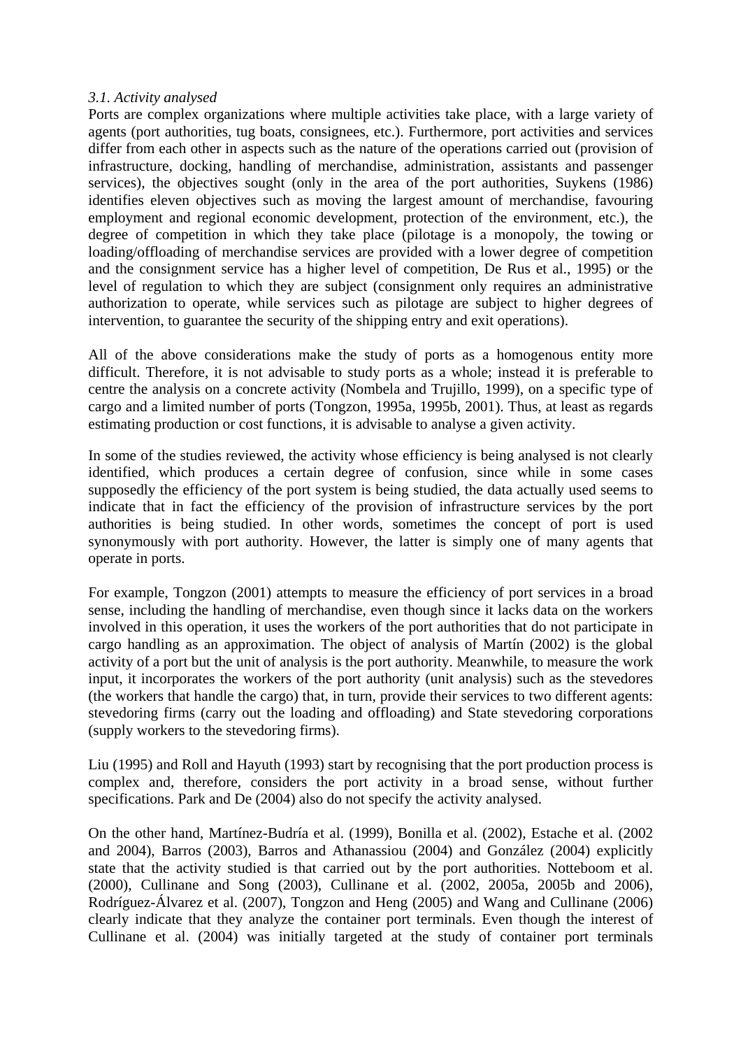*3.1. Activity analysed*

Ports are complex organizations where multiple activities take place, with a large variety of agents (port authorities, tug boats, consignees, etc.). Furthermore, port activities and services differ from each other in aspects such as the nature of the operations carried out (provision of infrastructure, docking, handling of merchandise, administration, assistants and passenger services), the objectives sought (only in the area of the port authorities, Suykens (1986) identifies eleven objectives such as moving the largest amount of merchandise, favouring employment and regional economic development, protection of the environment, etc.), the degree of competition in which they take place (pilotage is a monopoly, the towing or loading/offloading of merchandise services are provided with a lower degree of competition and the consignment service has a higher level of competition, De Rus et al., 1995) or the level of regulation to which they are subject (consignment only requires an administrative authorization to operate, while services such as pilotage are subject to higher degrees of intervention, to guarantee the security of the shipping entry and exit operations).

All of the above considerations make the study of ports as a homogenous entity more difficult. Therefore, it is not advisable to study ports as a whole; instead it is preferable to centre the analysis on a concrete activity (Nombela and Trujillo, 1999), on a specific type of cargo and a limited number of ports (Tongzon, 1995a, 1995b, 2001). Thus, at least as regards estimating production or cost functions, it is advisable to analyse a given activity.

In some of the studies reviewed, the activity whose efficiency is being analysed is not clearly identified, which produces a certain degree of confusion, since while in some cases supposedly the efficiency of the port system is being studied, the data actually used seems to indicate that in fact the efficiency of the provision of infrastructure services by the port authorities is being studied. In other words, sometimes the concept of port is used synonymously with port authority. However, the latter is simply one of many agents that operate in ports.

For example, Tongzon (2001) attempts to measure the efficiency of port services in a broad sense, including the handling of merchandise, even though since it lacks data on the workers involved in this operation, it uses the workers of the port authorities that do not participate in cargo handling as an approximation. The object of analysis of Martín (2002) is the global activity of a port but the unit of analysis is the port authority. Meanwhile, to measure the work input, it incorporates the workers of the port authority (unit analysis) such as the stevedores (the workers that handle the cargo) that, in turn, provide their services to two different agents: stevedoring firms (carry out the loading and offloading) and State stevedoring corporations (supply workers to the stevedoring firms).

Liu (1995) and Roll and Hayuth (1993) start by recognising that the port production process is complex and, therefore, considers the port activity in a broad sense, without further specifications. Park and De (2004) also do not specify the activity analysed.

On the other hand, Martínez-Budría et al. (1999), Bonilla et al. (2002), Estache et al. (2002 and 2004), Barros (2003), Barros and Athanassiou (2004) and González (2004) explicitly state that the activity studied is that carried out by the port authorities. Notteboom et al. (2000), Cullinane and Song (2003), Cullinane et al. (2002, 2005a, 2005b and 2006), Rodríguez-Álvarez et al. (2007), Tongzon and Heng (2005) and Wang and Cullinane (2006) clearly indicate that they analyze the container port terminals. Even though the interest of Cullinane et al. (2004) was initially targeted at the study of container port terminals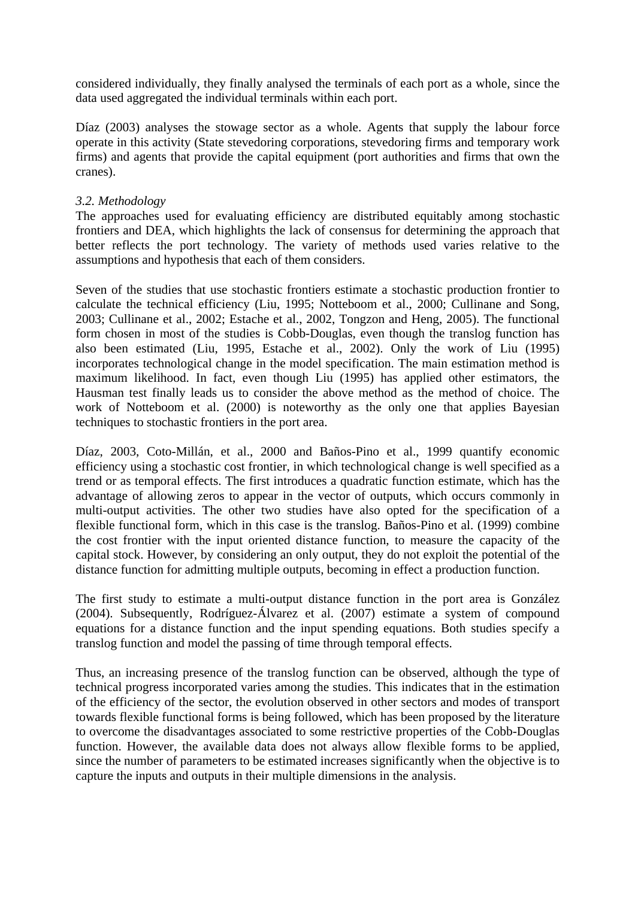considered individually, they finally analysed the terminals of each port as a whole, since the data used aggregated the individual terminals within each port.

Díaz (2003) analyses the stowage sector as a whole. Agents that supply the labour force operate in this activity (State stevedoring corporations, stevedoring firms and temporary work firms) and agents that provide the capital equipment (port authorities and firms that own the cranes).

### *3.2. Methodology*

The approaches used for evaluating efficiency are distributed equitably among stochastic frontiers and DEA, which highlights the lack of consensus for determining the approach that better reflects the port technology. The variety of methods used varies relative to the assumptions and hypothesis that each of them considers.

Seven of the studies that use stochastic frontiers estimate a stochastic production frontier to calculate the technical efficiency (Liu, 1995; Notteboom et al., 2000; Cullinane and Song, 2003; Cullinane et al., 2002; Estache et al., 2002, Tongzon and Heng, 2005). The functional form chosen in most of the studies is Cobb-Douglas, even though the translog function has also been estimated (Liu, 1995, Estache et al., 2002). Only the work of Liu (1995) incorporates technological change in the model specification. The main estimation method is maximum likelihood. In fact, even though Liu (1995) has applied other estimators, the Hausman test finally leads us to consider the above method as the method of choice. The work of Notteboom et al. (2000) is noteworthy as the only one that applies Bayesian techniques to stochastic frontiers in the port area.

Díaz, 2003, Coto-Millán, et al., 2000 and Baños-Pino et al., 1999 quantify economic efficiency using a stochastic cost frontier, in which technological change is well specified as a trend or as temporal effects. The first introduces a quadratic function estimate, which has the advantage of allowing zeros to appear in the vector of outputs, which occurs commonly in multi-output activities. The other two studies have also opted for the specification of a flexible functional form, which in this case is the translog. Baños-Pino et al. (1999) combine the cost frontier with the input oriented distance function, to measure the capacity of the capital stock. However, by considering an only output, they do not exploit the potential of the distance function for admitting multiple outputs, becoming in effect a production function.

The first study to estimate a multi-output distance function in the port area is González (2004). Subsequently, Rodríguez-Álvarez et al. (2007) estimate a system of compound equations for a distance function and the input spending equations. Both studies specify a translog function and model the passing of time through temporal effects.

Thus, an increasing presence of the translog function can be observed, although the type of technical progress incorporated varies among the studies. This indicates that in the estimation of the efficiency of the sector, the evolution observed in other sectors and modes of transport towards flexible functional forms is being followed, which has been proposed by the literature to overcome the disadvantages associated to some restrictive properties of the Cobb-Douglas function. However, the available data does not always allow flexible forms to be applied, since the number of parameters to be estimated increases significantly when the objective is to capture the inputs and outputs in their multiple dimensions in the analysis.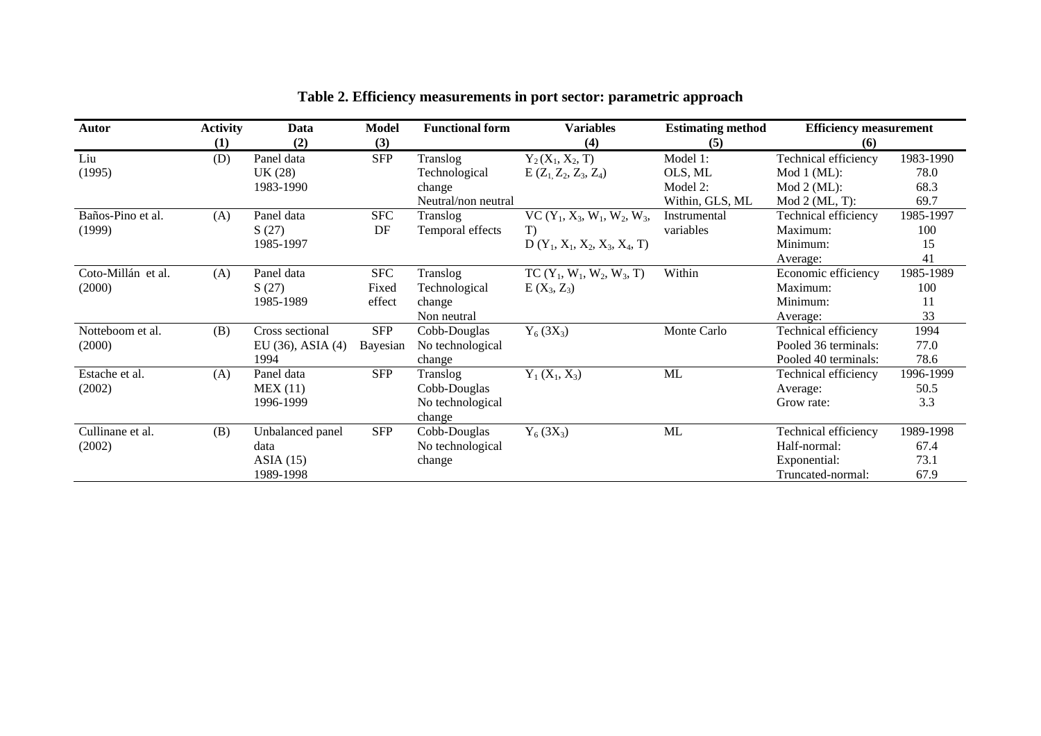## Table 2. Efficiency measurements in port sector: parametric approach

| Autor | Activity (1) | Data (2) | Model (3) | Functional form | Variables (4) | Estimating method (5) | Efficiency measurement (6) | |
|---|---|---|---|---|---|---|---|---|
| Liu (1995) | (D) | Panel data UK (28) 1983-1990 | SFP | Translog Technological change Neutral/non neutral | $Y_2 (X_1, X_2, T)$ $E (Z_1, Z_2, Z_3, Z_4)$ | Model 1: OLS, ML Model 2: Within, GLS, ML | Technical efficiency Mod 1 (ML): Mod 2 (ML): Mod 2 (ML, T): | 1983-1990 78.0 68.3 69.7 |
| Baños-Pino et al. (1999) | (A) | Panel data S (27) 1985-1997 | SFC DF | Translog Temporal effects | $VC (Y_1, X_3, W_1, W_2, W_3, T)$ $D (Y_1, X_1, X_2, X_3, X_4, T)$ | Instrumental variables | Technical efficiency Maximum: Minimum: Average: | 1985-1997 100 15 41 |
| Coto-Millán et al. (2000) | (A) | Panel data S (27) 1985-1989 | SFC Fixed effect | Translog Technological change Non neutral | $TC (Y_1, W_1, W_2, W_3, T)$ $E (X_3, Z_3)$ | Within | Economic efficiency Maximum: Minimum: Average: | 1985-1989 100 11 33 |
| Notteboom et al. (2000) | (B) | Cross sectional EU (36), ASIA (4) 1994 | SFP Bayesian | Cobb-Douglas No technological change | $Y_6 (3X_3)$ | Monte Carlo | Technical efficiency Pooled 36 terminals: Pooled 40 terminals: | 1994 77.0 78.6 |
| Estache et al. (2002) | (A) | Panel data MEX (11) 1996-1999 | SFP | Translog Cobb-Douglas No technological change | $Y_1 (X_1, X_3)$ | ML | Technical efficiency Average: Grow rate: | 1996-1999 50.5 3.3 |
| Cullinane et al. (2002) | (B) | Unbalanced panel data ASIA (15) 1989-1998 | SFP | Cobb-Douglas No technological change | $Y_6 (3X_3)$ | ML | Technical efficiency Half-normal: Exponential: Truncated-normal: | 1989-1998 67.4 73.1 67.9 |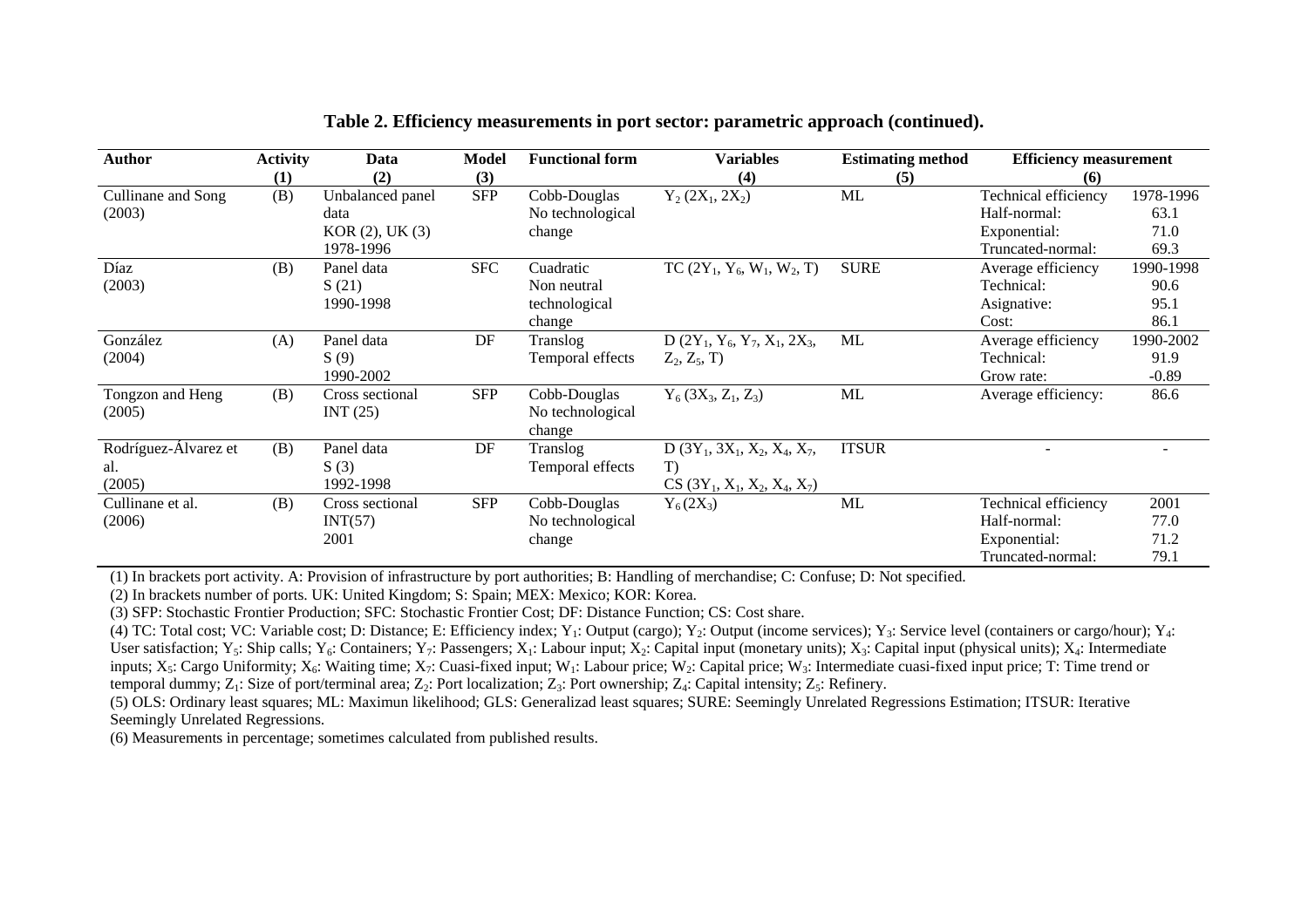**Table 2. Efficiency measurements in port sector: parametric approach (continued).**

| Author | Activity (1) | Data (2) | Model (3) | Functional form | Variables (4) | Estimating method (5) | Efficiency measurement (6) | |
|---|---|---|---|---|---|---|---|---|
| Cullinane and Song (2003) | (B) | Unbalanced panel data KOR (2), UK (3) 1978-1996 | SFP | Cobb-Douglas No technological change | $Y_2$ ($2X_1$, $2X_2$) | ML | Technical efficiency<br>Half-normal:<br>Exponential:<br>Truncated-normal: | 1978-1996<br>63.1<br>71.0<br>69.3 |
| Díaz (2003) | (B) | Panel data S (21) 1990-1998 | SFC | Cuadratic Non neutral technological change | TC ($2Y_1$, $Y_6$, $W_1$, $W_2$, T) | SURE | Average efficiency<br>Technical:<br>Asignative:<br>Cost: | 1990-1998<br>90.6<br>95.1<br>86.1 |
| González (2004) | (A) | Panel data S (9) 1990-2002 | DF | Translog Temporal effects | D ($2Y_1$, $Y_6$, $Y_7$, $X_1$, $2X_3$, $Z_2$, $Z_5$, T) | ML | Average efficiency<br>Technical:<br>Grow rate: | 1990-2002<br>91.9<br>-0.89 |
| Tongzon and Heng (2005) | (B) | Cross sectional INT (25) | SFP | Cobb-Douglas No technological change | $Y_6$ ($3X_3$, $Z_1$, $Z_3$) | ML | Average efficiency: | 86.6 |
| Rodríguez-Álvarez et al. (2005) | (B) | Panel data S (3) 1992-1998 | DF | Translog Temporal effects | D ($3Y_1$, $3X_1$, $X_2$, $X_4$, $X_7$, T)<br>CS ($3Y_1$, $X_1$, $X_2$, $X_4$, $X_7$) | ITSUR | - | - |
| Cullinane et al. (2006) | (B) | Cross sectional INT(57) 2001 | SFP | Cobb-Douglas No technological change | $Y_6$ ($2X_3$) | ML | Technical efficiency<br>Half-normal:<br>Exponential:<br>Truncated-normal: | 2001<br>77.0<br>71.2<br>79.1 |

(1) In brackets port activity. A: Provision of infrastructure by port authorities; B: Handling of merchandise; C: Confuse; D: Not specified.

(2) In brackets number of ports. UK: United Kingdom; S: Spain; MEX: Mexico; KOR: Korea.

(3) SFP: Stochastic Frontier Production; SFC: Stochastic Frontier Cost; DF: Distance Function; CS: Cost share.

(4) TC: Total cost; VC: Variable cost; D: Distance; E: Efficiency index; $Y_1$: Output (cargo); $Y_2$: Output (income services); $Y_3$: Service level (containers or cargo/hour); $Y_4$: User satisfaction; $Y_5$: Ship calls; $Y_6$: Containers; $Y_7$: Passengers; $X_1$: Labour input; $X_2$: Capital input (monetary units); $X_3$: Capital input (physical units); $X_4$: Intermediate inputs; $X_5$: Cargo Uniformity; $X_6$: Waiting time; $X_7$: Cuasi-fixed input; $W_1$: Labour price; $W_2$: Capital price; $W_3$: Intermediate cuasi-fixed input price; T: Time trend or temporal dummy; $Z_1$: Size of port/terminal area; $Z_2$: Port localization; $Z_3$: Port ownership; $Z_4$: Capital intensity; $Z_5$: Refinery.

(5) OLS: Ordinary least squares; ML: Maximun likelihood; GLS: Generalizad least squares; SURE: Seemingly Unrelated Regressions Estimation; ITSUR: Iterative Seemingly Unrelated Regressions.

(6) Measurements in percentage; sometimes calculated from published results.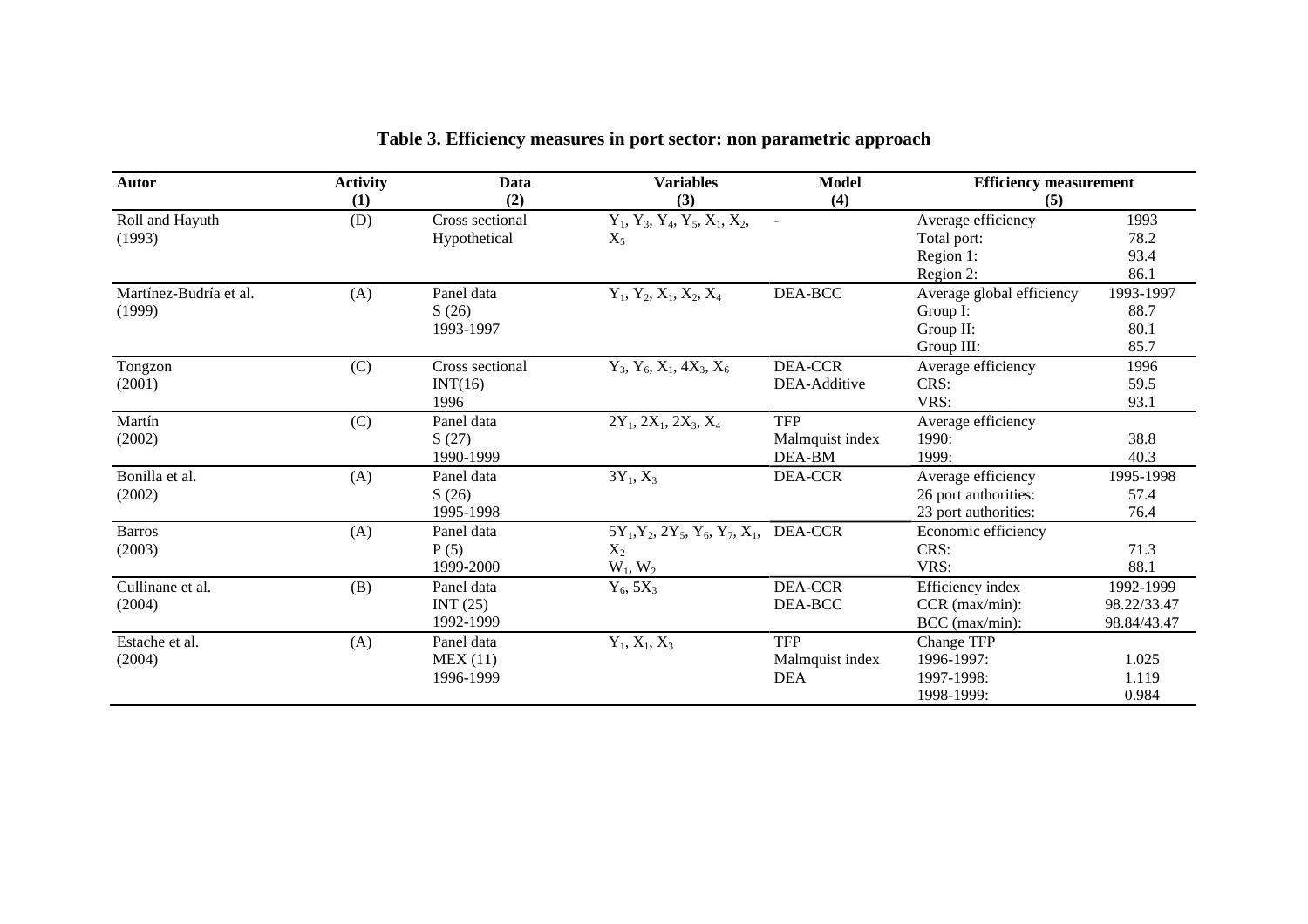# Table 3. Efficiency measures in port sector: non parametric approach

| Autor | Activity (1) | Data (2) | Variables (3) | Model (4) | Efficiency measurement (5) | |
|---|---|---|---|---|---|---|
| Roll and Hayuth (1993) | (D) | Cross sectional Hypothetical | $Y_1$, $Y_3$, $Y_4$, $Y_5$, $X_1$, $X_2$, $X_5$ | - | Average efficiency<br>Total port:<br>Region 1:<br>Region 2: | 1993<br>78.2<br>93.4<br>86.1 |
| Martínez-Budría et al. (1999) | (A) | Panel data S (26) 1993-1997 | $Y_1$, $Y_2$, $X_1$, $X_2$, $X_4$ | DEA-BCC | Average global efficiency<br>Group I:<br>Group II:<br>Group III: | 1993-1997<br>88.7<br>80.1<br>85.7 |
| Tongzon (2001) | (C) | Cross sectional INT(16) 1996 | $Y_3$, $Y_6$, $X_1$, $4X_3$, $X_6$ | DEA-CCR DEA-Additive | Average efficiency<br>CRS:<br>VRS: | 1996<br>59.5<br>93.1 |
| Martín (2002) | (C) | Panel data S (27) 1990-1999 | $2Y_1$, $2X_1$, $2X_3$, $X_4$ | TFP Malmquist index DEA-BM | Average efficiency<br>1990:<br>1999: | <br>38.8<br>40.3 |
| Bonilla et al. (2002) | (A) | Panel data S (26) 1995-1998 | $3Y_1$, $X_3$ | DEA-CCR | Average efficiency<br>26 port authorities:<br>23 port authorities: | 1995-1998<br>57.4<br>76.4 |
| Barros (2003) | (A) | Panel data P (5) 1999-2000 | $5Y_1$, $Y_2$, $2Y_5$, $Y_6$, $Y_7$, $X_1$, $X_2$<br>$W_1$, $W_2$ | DEA-CCR | Economic efficiency<br>CRS:<br>VRS: | <br>71.3<br>88.1 |
| Cullinane et al. (2004) | (B) | Panel data INT (25) 1992-1999 | $Y_6$, $5X_3$ | DEA-CCR DEA-BCC | Efficiency index<br>CCR (max/min):<br>BCC (max/min): | 1992-1999<br>98.22/33.47<br>98.84/43.47 |
| Estache et al. (2004) | (A) | Panel data MEX (11) 1996-1999 | $Y_1$, $X_1$, $X_3$ | TFP Malmquist index DEA | Change TFP<br>1996-1997:<br>1997-1998:<br>1998-1999: | <br>1.025<br>1.119<br>0.984 |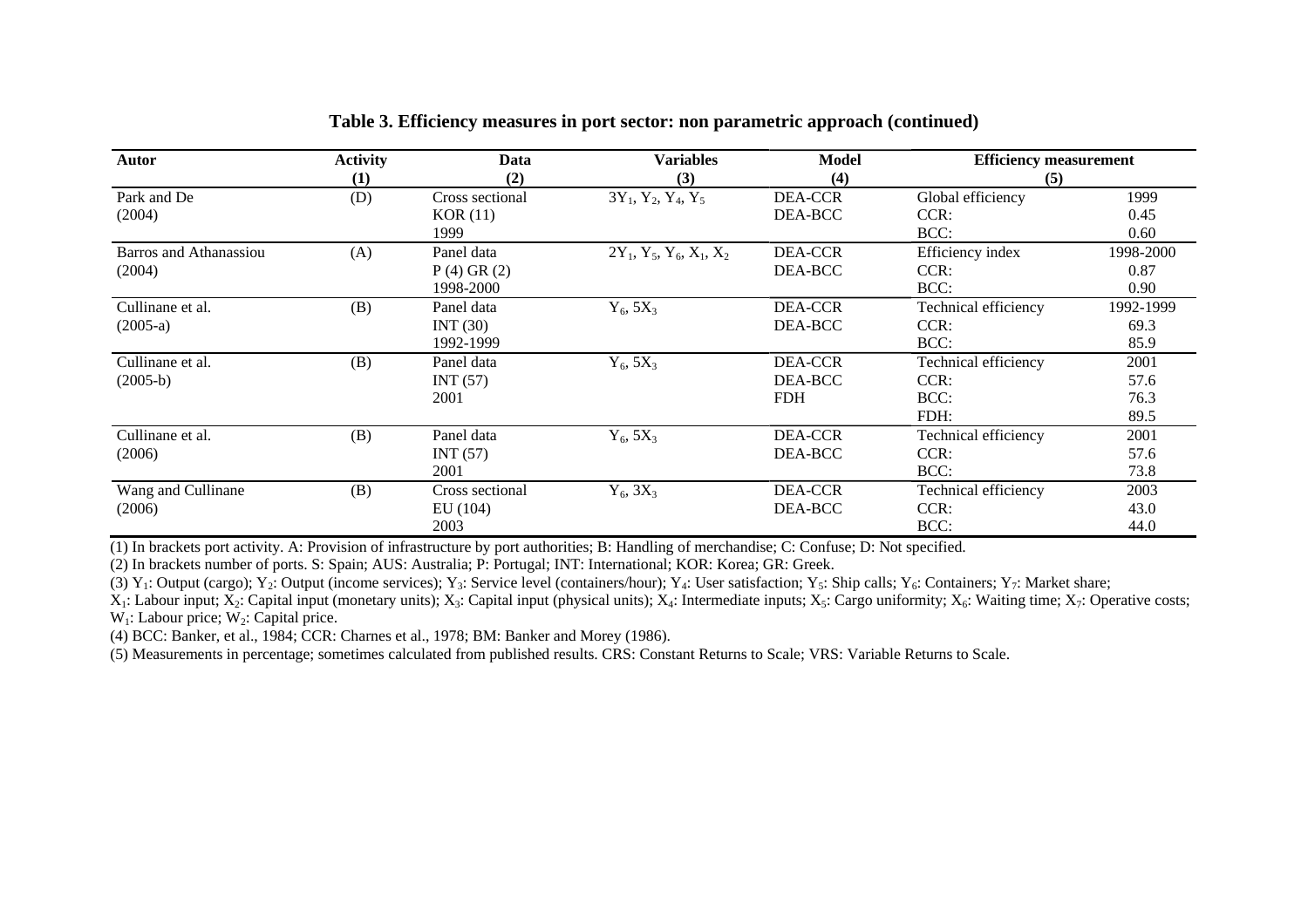**Table 3. Efficiency measures in port sector: non parametric approach (continued)**

| Autor | Activity (1) | Data (2) | Variables (3) | Model (4) | Efficiency measurement (5) | |
|---|---|---|---|---|---|---|
| Park and De (2004) | (D) | Cross sectional KOR (11) 1999 | $3Y_1, Y_2, Y_4, Y_5$ | DEA-CCR DEA-BCC | Global efficiency CCR: BCC: | 1999 0.45 0.60 |
| Barros and Athanassiou (2004) | (A) | Panel data P (4) GR (2) 1998-2000 | $2Y_1, Y_5, Y_6, X_1, X_2$ | DEA-CCR DEA-BCC | Efficiency index CCR: BCC: | 1998-2000 0.87 0.90 |
| Cullinane et al. (2005-a) | (B) | Panel data INT (30) 1992-1999 | $Y_6, 5X_3$ | DEA-CCR DEA-BCC | Technical efficiency CCR: BCC: | 1992-1999 69.3 85.9 |
| Cullinane et al. (2005-b) | (B) | Panel data INT (57) 2001 | $Y_6, 5X_3$ | DEA-CCR DEA-BCC FDH | Technical efficiency CCR: BCC: FDH: | 2001 57.6 76.3 89.5 |
| Cullinane et al. (2006) | (B) | Panel data INT (57) 2001 | $Y_6, 5X_3$ | DEA-CCR DEA-BCC | Technical efficiency CCR: BCC: | 2001 57.6 73.8 |
| Wang and Cullinane (2006) | (B) | Cross sectional EU (104) 2003 | $Y_6, 3X_3$ | DEA-CCR DEA-BCC | Technical efficiency CCR: BCC: | 2003 43.0 44.0 |

(1) In brackets port activity. A: Provision of infrastructure by port authorities; B: Handling of merchandise; C: Confuse; D: Not specified.

(2) In brackets number of ports. S: Spain; AUS: Australia; P: Portugal; INT: International; KOR: Korea; GR: Greek.

(3) $Y_1$: Output (cargo); $Y_2$: Output (income services); $Y_3$: Service level (containers/hour); $Y_4$: User satisfaction; $Y_5$: Ship calls; $Y_6$: Containers; $Y_7$: Market share; $X_1$: Labour input; $X_2$: Capital input (monetary units); $X_3$: Capital input (physical units); $X_4$: Intermediate inputs; $X_5$: Cargo uniformity; $X_6$: Waiting time; $X_7$: Operative costs; $W_1$: Labour price; $W_2$: Capital price.

(4) BCC: Banker, et al., 1984; CCR: Charnes et al., 1978; BM: Banker and Morey (1986).

(5) Measurements in percentage; sometimes calculated from published results. CRS: Constant Returns to Scale; VRS: Variable Returns to Scale.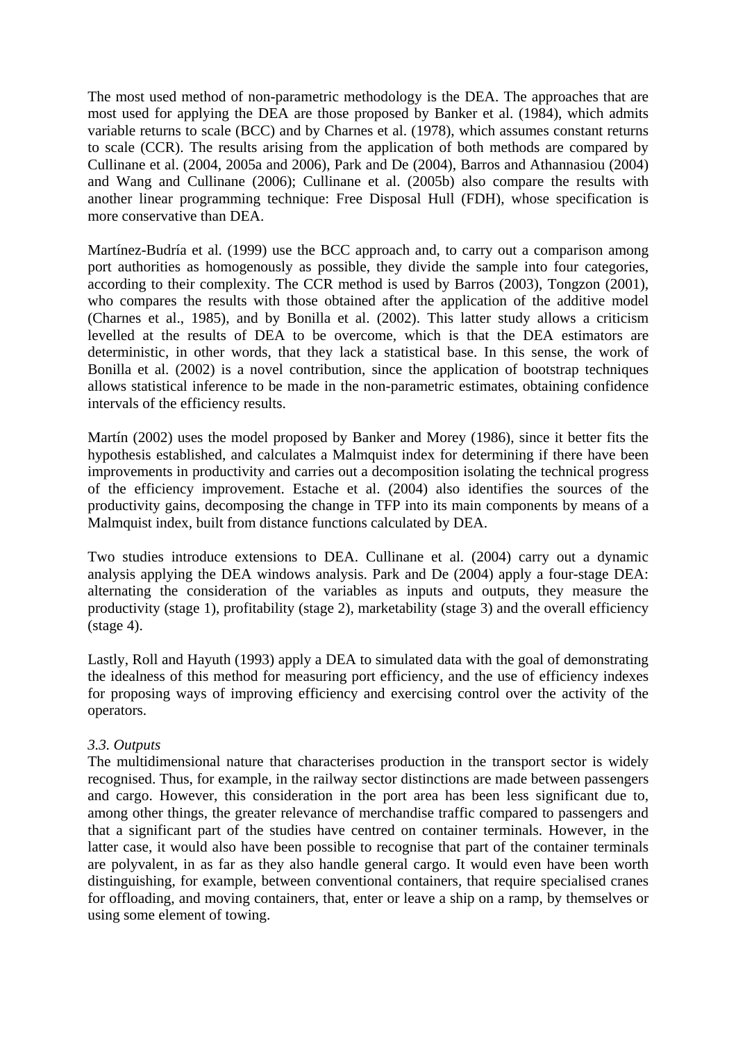The most used method of non-parametric methodology is the DEA. The approaches that are most used for applying the DEA are those proposed by Banker et al. (1984), which admits variable returns to scale (BCC) and by Charnes et al. (1978), which assumes constant returns to scale (CCR). The results arising from the application of both methods are compared by Cullinane et al. (2004, 2005a and 2006), Park and De (2004), Barros and Athannasiou (2004) and Wang and Cullinane (2006); Cullinane et al. (2005b) also compare the results with another linear programming technique: Free Disposal Hull (FDH), whose specification is more conservative than DEA.

Martínez-Budría et al. (1999) use the BCC approach and, to carry out a comparison among port authorities as homogenously as possible, they divide the sample into four categories, according to their complexity. The CCR method is used by Barros (2003), Tongzon (2001), who compares the results with those obtained after the application of the additive model (Charnes et al., 1985), and by Bonilla et al. (2002). This latter study allows a criticism levelled at the results of DEA to be overcome, which is that the DEA estimators are deterministic, in other words, that they lack a statistical base. In this sense, the work of Bonilla et al. (2002) is a novel contribution, since the application of bootstrap techniques allows statistical inference to be made in the non-parametric estimates, obtaining confidence intervals of the efficiency results.

Martín (2002) uses the model proposed by Banker and Morey (1986), since it better fits the hypothesis established, and calculates a Malmquist index for determining if there have been improvements in productivity and carries out a decomposition isolating the technical progress of the efficiency improvement. Estache et al. (2004) also identifies the sources of the productivity gains, decomposing the change in TFP into its main components by means of a Malmquist index, built from distance functions calculated by DEA.

Two studies introduce extensions to DEA. Cullinane et al. (2004) carry out a dynamic analysis applying the DEA windows analysis. Park and De (2004) apply a four-stage DEA: alternating the consideration of the variables as inputs and outputs, they measure the productivity (stage 1), profitability (stage 2), marketability (stage 3) and the overall efficiency (stage 4).

Lastly, Roll and Hayuth (1993) apply a DEA to simulated data with the goal of demonstrating the idealness of this method for measuring port efficiency, and the use of efficiency indexes for proposing ways of improving efficiency and exercising control over the activity of the operators.

### *3.3. Outputs*

The multidimensional nature that characterises production in the transport sector is widely recognised. Thus, for example, in the railway sector distinctions are made between passengers and cargo. However, this consideration in the port area has been less significant due to, among other things, the greater relevance of merchandise traffic compared to passengers and that a significant part of the studies have centred on container terminals. However, in the latter case, it would also have been possible to recognise that part of the container terminals are polyvalent, in as far as they also handle general cargo. It would even have been worth distinguishing, for example, between conventional containers, that require specialised cranes for offloading, and moving containers, that, enter or leave a ship on a ramp, by themselves or using some element of towing.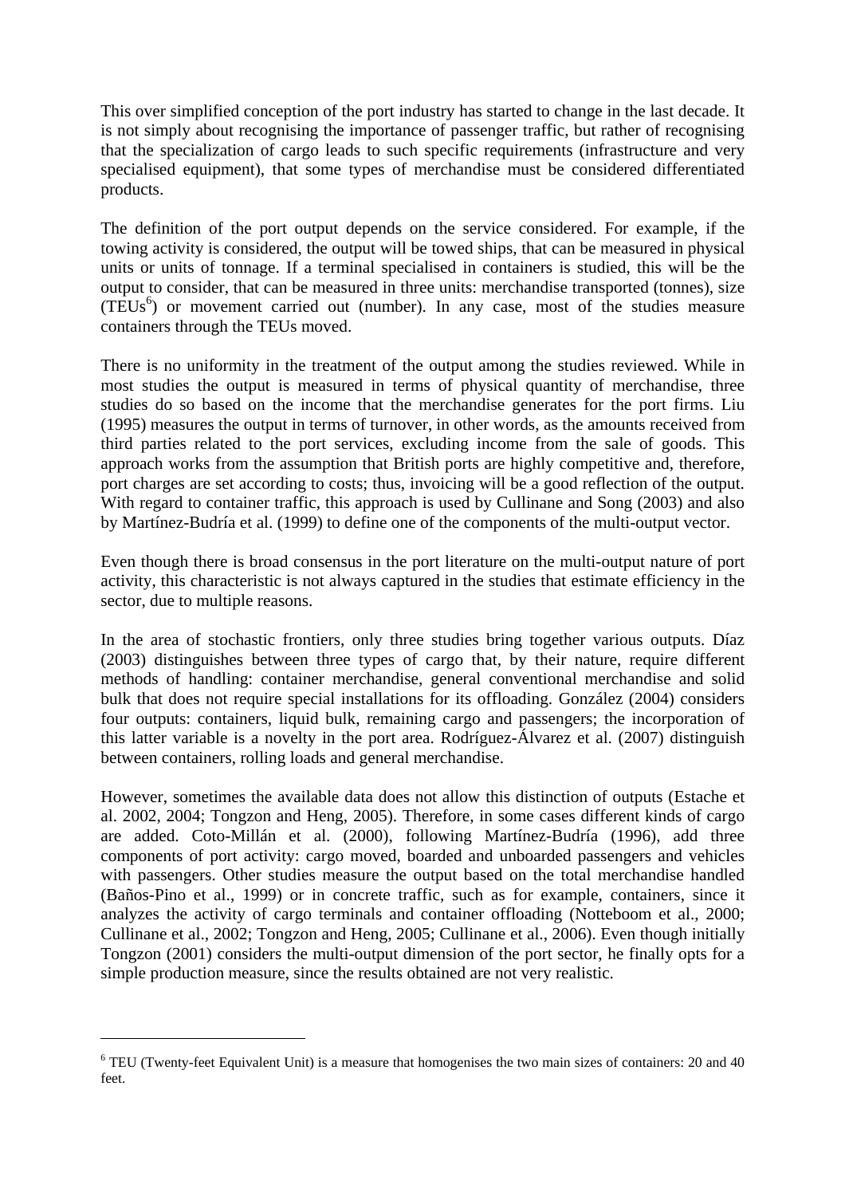This over simplified conception of the port industry has started to change in the last decade. It is not simply about recognising the importance of passenger traffic, but rather of recognising that the specialization of cargo leads to such specific requirements (infrastructure and very specialised equipment), that some types of merchandise must be considered differentiated products.

The definition of the port output depends on the service considered. For example, if the towing activity is considered, the output will be towed ships, that can be measured in physical units or units of tonnage. If a terminal specialised in containers is studied, this will be the output to consider, that can be measured in three units: merchandise transported (tonnes), size (TEUs[6]) or movement carried out (number). In any case, most of the studies measure containers through the TEUs moved.

There is no uniformity in the treatment of the output among the studies reviewed. While in most studies the output is measured in terms of physical quantity of merchandise, three studies do so based on the income that the merchandise generates for the port firms. Liu (1995) measures the output in terms of turnover, in other words, as the amounts received from third parties related to the port services, excluding income from the sale of goods. This approach works from the assumption that British ports are highly competitive and, therefore, port charges are set according to costs; thus, invoicing will be a good reflection of the output. With regard to container traffic, this approach is used by Cullinane and Song (2003) and also by Martínez-Budría et al. (1999) to define one of the components of the multi-output vector.

Even though there is broad consensus in the port literature on the multi-output nature of port activity, this characteristic is not always captured in the studies that estimate efficiency in the sector, due to multiple reasons.

In the area of stochastic frontiers, only three studies bring together various outputs. Díaz (2003) distinguishes between three types of cargo that, by their nature, require different methods of handling: container merchandise, general conventional merchandise and solid bulk that does not require special installations for its offloading. González (2004) considers four outputs: containers, liquid bulk, remaining cargo and passengers; the incorporation of this latter variable is a novelty in the port area. Rodríguez-Álvarez et al. (2007) distinguish between containers, rolling loads and general merchandise.

However, sometimes the available data does not allow this distinction of outputs (Estache et al. 2002, 2004; Tongzon and Heng, 2005). Therefore, in some cases different kinds of cargo are added. Coto-Millán et al. (2000), following Martínez-Budría (1996), add three components of port activity: cargo moved, boarded and unboarded passengers and vehicles with passengers. Other studies measure the output based on the total merchandise handled (Baños-Pino et al., 1999) or in concrete traffic, such as for example, containers, since it analyzes the activity of cargo terminals and container offloading (Notteboom et al., 2000; Cullinane et al., 2002; Tongzon and Heng, 2005; Cullinane et al., 2006). Even though initially Tongzon (2001) considers the multi-output dimension of the port sector, he finally opts for a simple production measure, since the results obtained are not very realistic.

---

[6] TEU (Twenty-feet Equivalent Unit) is a measure that homogenises the two main sizes of containers: 20 and 40 feet.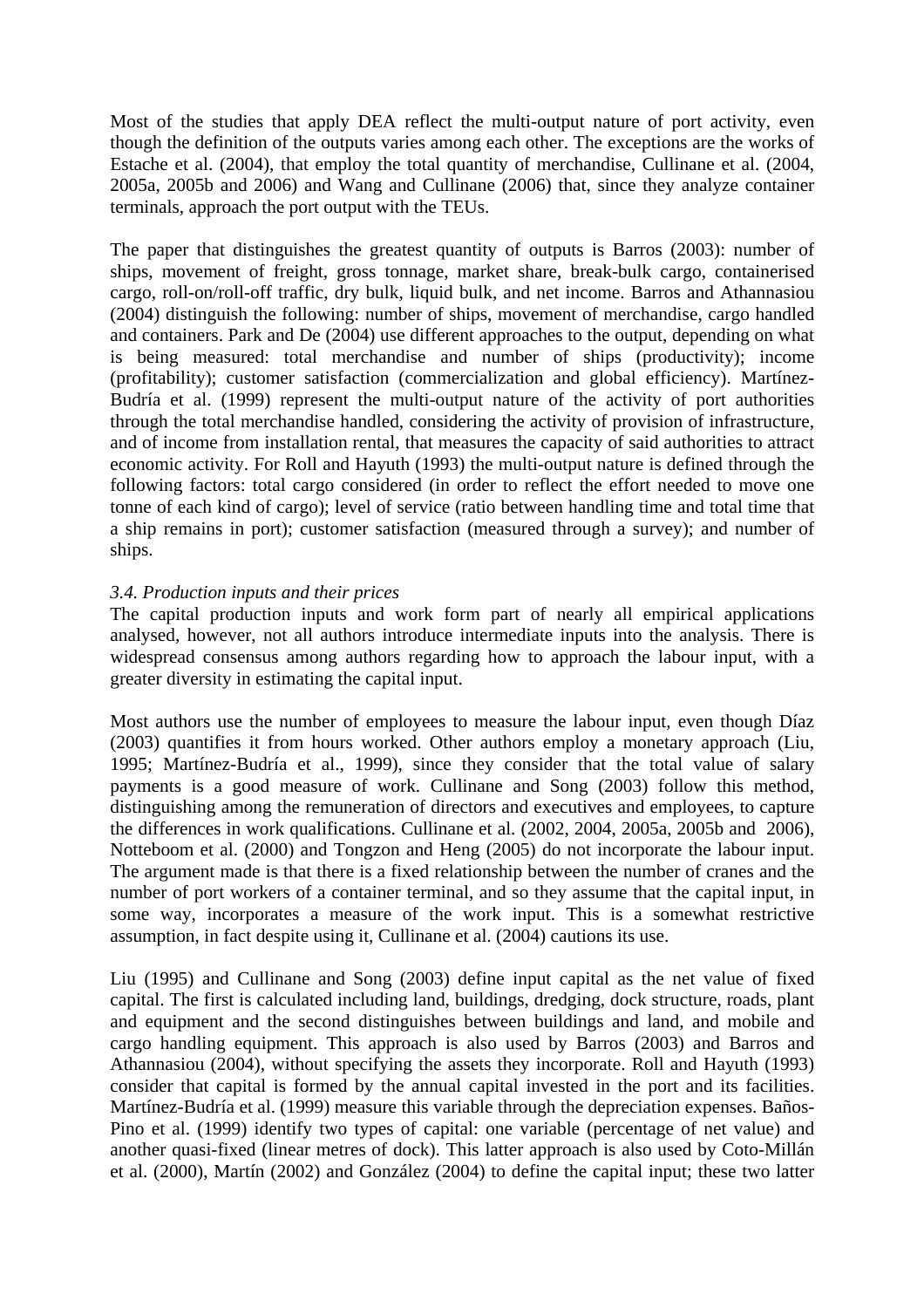Most of the studies that apply DEA reflect the multi-output nature of port activity, even though the definition of the outputs varies among each other. The exceptions are the works of Estache et al. (2004), that employ the total quantity of merchandise, Cullinane et al. (2004, 2005a, 2005b and 2006) and Wang and Cullinane (2006) that, since they analyze container terminals, approach the port output with the TEUs.

The paper that distinguishes the greatest quantity of outputs is Barros (2003): number of ships, movement of freight, gross tonnage, market share, break-bulk cargo, containerised cargo, roll-on/roll-off traffic, dry bulk, liquid bulk, and net income. Barros and Athannasiou (2004) distinguish the following: number of ships, movement of merchandise, cargo handled and containers. Park and De (2004) use different approaches to the output, depending on what is being measured: total merchandise and number of ships (productivity); income (profitability); customer satisfaction (commercialization and global efficiency). Martínez-Budría et al. (1999) represent the multi-output nature of the activity of port authorities through the total merchandise handled, considering the activity of provision of infrastructure, and of income from installation rental, that measures the capacity of said authorities to attract economic activity. For Roll and Hayuth (1993) the multi-output nature is defined through the following factors: total cargo considered (in order to reflect the effort needed to move one tonne of each kind of cargo); level of service (ratio between handling time and total time that a ship remains in port); customer satisfaction (measured through a survey); and number of ships.

### *3.4. Production inputs and their prices*

The capital production inputs and work form part of nearly all empirical applications analysed, however, not all authors introduce intermediate inputs into the analysis. There is widespread consensus among authors regarding how to approach the labour input, with a greater diversity in estimating the capital input.

Most authors use the number of employees to measure the labour input, even though Díaz (2003) quantifies it from hours worked. Other authors employ a monetary approach (Liu, 1995; Martínez-Budría et al., 1999), since they consider that the total value of salary payments is a good measure of work. Cullinane and Song (2003) follow this method, distinguishing among the remuneration of directors and executives and employees, to capture the differences in work qualifications. Cullinane et al. (2002, 2004, 2005a, 2005b and 2006), Notteboom et al. (2000) and Tongzon and Heng (2005) do not incorporate the labour input. The argument made is that there is a fixed relationship between the number of cranes and the number of port workers of a container terminal, and so they assume that the capital input, in some way, incorporates a measure of the work input. This is a somewhat restrictive assumption, in fact despite using it, Cullinane et al. (2004) cautions its use.

Liu (1995) and Cullinane and Song (2003) define input capital as the net value of fixed capital. The first is calculated including land, buildings, dredging, dock structure, roads, plant and equipment and the second distinguishes between buildings and land, and mobile and cargo handling equipment. This approach is also used by Barros (2003) and Barros and Athannasiou (2004), without specifying the assets they incorporate. Roll and Hayuth (1993) consider that capital is formed by the annual capital invested in the port and its facilities. Martínez-Budría et al. (1999) measure this variable through the depreciation expenses. Baños-Pino et al. (1999) identify two types of capital: one variable (percentage of net value) and another quasi-fixed (linear metres of dock). This latter approach is also used by Coto-Millán et al. (2000), Martín (2002) and González (2004) to define the capital input; these two latter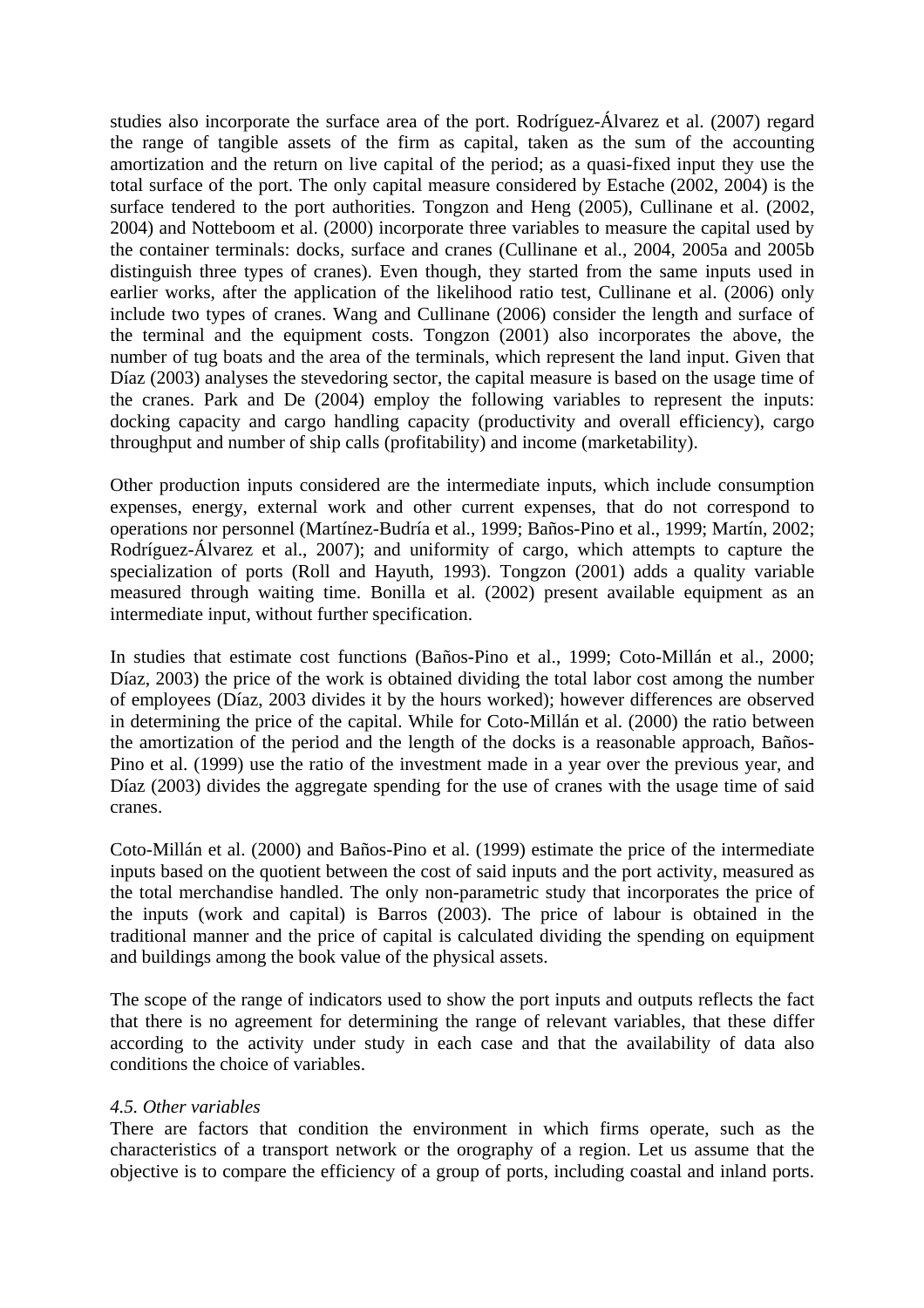studies also incorporate the surface area of the port. Rodríguez-Álvarez et al. (2007) regard the range of tangible assets of the firm as capital, taken as the sum of the accounting amortization and the return on live capital of the period; as a quasi-fixed input they use the total surface of the port. The only capital measure considered by Estache (2002, 2004) is the surface tendered to the port authorities. Tongzon and Heng (2005), Cullinane et al. (2002, 2004) and Notteboom et al. (2000) incorporate three variables to measure the capital used by the container terminals: docks, surface and cranes (Cullinane et al., 2004, 2005a and 2005b distinguish three types of cranes). Even though, they started from the same inputs used in earlier works, after the application of the likelihood ratio test, Cullinane et al. (2006) only include two types of cranes. Wang and Cullinane (2006) consider the length and surface of the terminal and the equipment costs. Tongzon (2001) also incorporates the above, the number of tug boats and the area of the terminals, which represent the land input. Given that Díaz (2003) analyses the stevedoring sector, the capital measure is based on the usage time of the cranes. Park and De (2004) employ the following variables to represent the inputs: docking capacity and cargo handling capacity (productivity and overall efficiency), cargo throughput and number of ship calls (profitability) and income (marketability).

Other production inputs considered are the intermediate inputs, which include consumption expenses, energy, external work and other current expenses, that do not correspond to operations nor personnel (Martínez-Budría et al., 1999; Baños-Pino et al., 1999; Martín, 2002; Rodríguez-Álvarez et al., 2007); and uniformity of cargo, which attempts to capture the specialization of ports (Roll and Hayuth, 1993). Tongzon (2001) adds a quality variable measured through waiting time. Bonilla et al. (2002) present available equipment as an intermediate input, without further specification.

In studies that estimate cost functions (Baños-Pino et al., 1999; Coto-Millán et al., 2000; Díaz, 2003) the price of the work is obtained dividing the total labor cost among the number of employees (Díaz, 2003 divides it by the hours worked); however differences are observed in determining the price of the capital. While for Coto-Millán et al. (2000) the ratio between the amortization of the period and the length of the docks is a reasonable approach, Baños-Pino et al. (1999) use the ratio of the investment made in a year over the previous year, and Díaz (2003) divides the aggregate spending for the use of cranes with the usage time of said cranes.

Coto-Millán et al. (2000) and Baños-Pino et al. (1999) estimate the price of the intermediate inputs based on the quotient between the cost of said inputs and the port activity, measured as the total merchandise handled. The only non-parametric study that incorporates the price of the inputs (work and capital) is Barros (2003). The price of labour is obtained in the traditional manner and the price of capital is calculated dividing the spending on equipment and buildings among the book value of the physical assets.

The scope of the range of indicators used to show the port inputs and outputs reflects the fact that there is no agreement for determining the range of relevant variables, that these differ according to the activity under study in each case and that the availability of data also conditions the choice of variables.

### *4.5. Other variables*

There are factors that condition the environment in which firms operate, such as the characteristics of a transport network or the orography of a region. Let us assume that the objective is to compare the efficiency of a group of ports, including coastal and inland ports.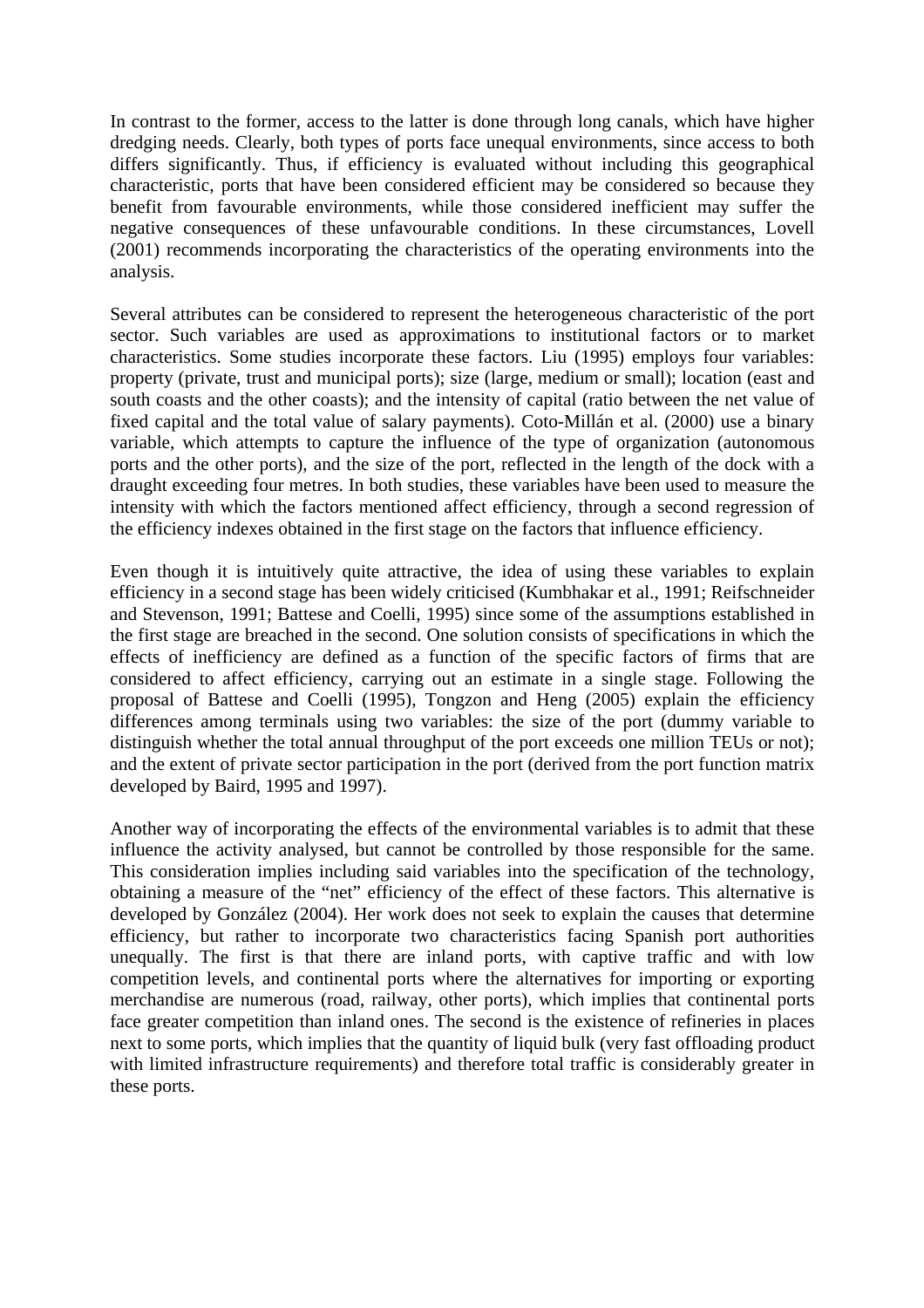In contrast to the former, access to the latter is done through long canals, which have higher dredging needs. Clearly, both types of ports face unequal environments, since access to both differs significantly. Thus, if efficiency is evaluated without including this geographical characteristic, ports that have been considered efficient may be considered so because they benefit from favourable environments, while those considered inefficient may suffer the negative consequences of these unfavourable conditions. In these circumstances, Lovell (2001) recommends incorporating the characteristics of the operating environments into the analysis.

Several attributes can be considered to represent the heterogeneous characteristic of the port sector. Such variables are used as approximations to institutional factors or to market characteristics. Some studies incorporate these factors. Liu (1995) employs four variables: property (private, trust and municipal ports); size (large, medium or small); location (east and south coasts and the other coasts); and the intensity of capital (ratio between the net value of fixed capital and the total value of salary payments). Coto-Millán et al. (2000) use a binary variable, which attempts to capture the influence of the type of organization (autonomous ports and the other ports), and the size of the port, reflected in the length of the dock with a draught exceeding four metres. In both studies, these variables have been used to measure the intensity with which the factors mentioned affect efficiency, through a second regression of the efficiency indexes obtained in the first stage on the factors that influence efficiency.

Even though it is intuitively quite attractive, the idea of using these variables to explain efficiency in a second stage has been widely criticised (Kumbhakar et al., 1991; Reifschneider and Stevenson, 1991; Battese and Coelli, 1995) since some of the assumptions established in the first stage are breached in the second. One solution consists of specifications in which the effects of inefficiency are defined as a function of the specific factors of firms that are considered to affect efficiency, carrying out an estimate in a single stage. Following the proposal of Battese and Coelli (1995), Tongzon and Heng (2005) explain the efficiency differences among terminals using two variables: the size of the port (dummy variable to distinguish whether the total annual throughput of the port exceeds one million TEUs or not); and the extent of private sector participation in the port (derived from the port function matrix developed by Baird, 1995 and 1997).

Another way of incorporating the effects of the environmental variables is to admit that these influence the activity analysed, but cannot be controlled by those responsible for the same. This consideration implies including said variables into the specification of the technology, obtaining a measure of the "net" efficiency of the effect of these factors. This alternative is developed by González (2004). Her work does not seek to explain the causes that determine efficiency, but rather to incorporate two characteristics facing Spanish port authorities unequally. The first is that there are inland ports, with captive traffic and with low competition levels, and continental ports where the alternatives for importing or exporting merchandise are numerous (road, railway, other ports), which implies that continental ports face greater competition than inland ones. The second is the existence of refineries in places next to some ports, which implies that the quantity of liquid bulk (very fast offloading product with limited infrastructure requirements) and therefore total traffic is considerably greater in these ports.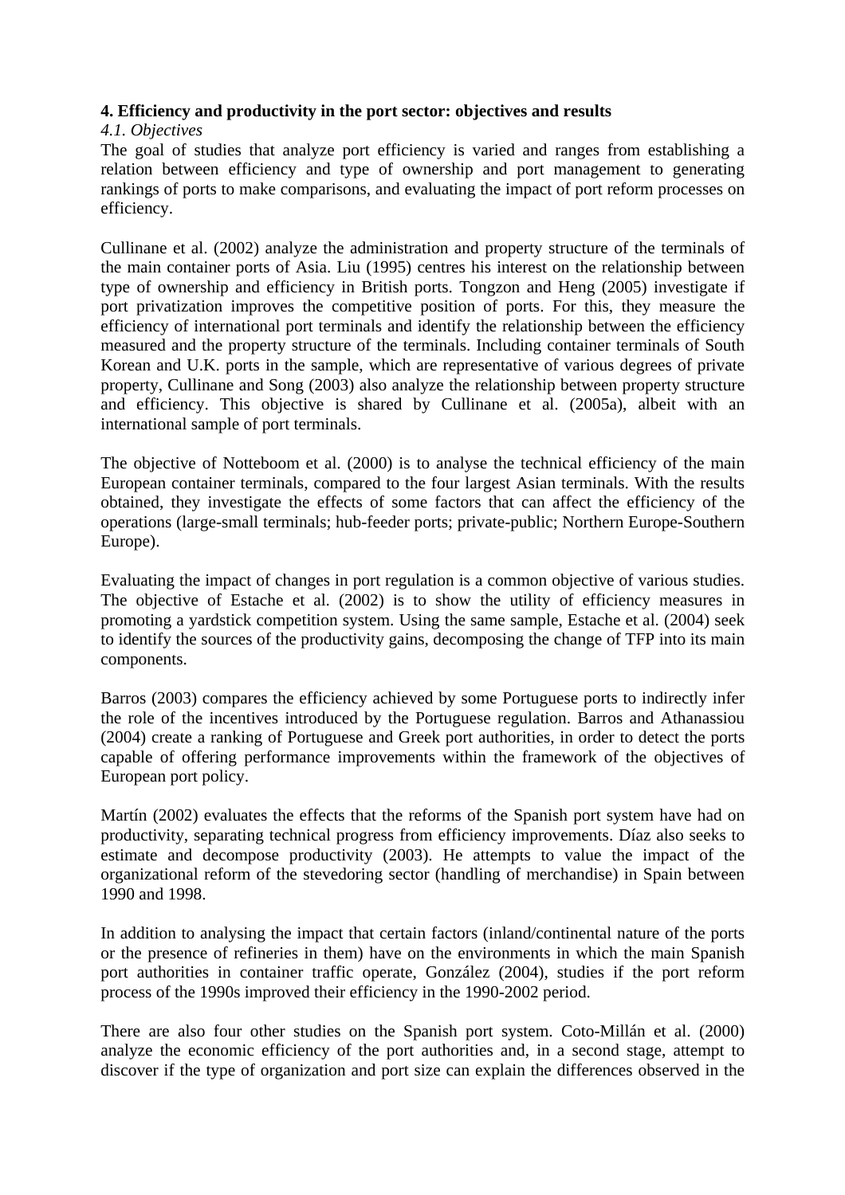**4. Efficiency and productivity in the port sector: objectives and results**

*4.1. Objectives*

The goal of studies that analyze port efficiency is varied and ranges from establishing a relation between efficiency and type of ownership and port management to generating rankings of ports to make comparisons, and evaluating the impact of port reform processes on efficiency.

Cullinane et al. (2002) analyze the administration and property structure of the terminals of the main container ports of Asia. Liu (1995) centres his interest on the relationship between type of ownership and efficiency in British ports. Tongzon and Heng (2005) investigate if port privatization improves the competitive position of ports. For this, they measure the efficiency of international port terminals and identify the relationship between the efficiency measured and the property structure of the terminals. Including container terminals of South Korean and U.K. ports in the sample, which are representative of various degrees of private property, Cullinane and Song (2003) also analyze the relationship between property structure and efficiency. This objective is shared by Cullinane et al. (2005a), albeit with an international sample of port terminals.

The objective of Notteboom et al. (2000) is to analyse the technical efficiency of the main European container terminals, compared to the four largest Asian terminals. With the results obtained, they investigate the effects of some factors that can affect the efficiency of the operations (large-small terminals; hub-feeder ports; private-public; Northern Europe-Southern Europe).

Evaluating the impact of changes in port regulation is a common objective of various studies. The objective of Estache et al. (2002) is to show the utility of efficiency measures in promoting a yardstick competition system. Using the same sample, Estache et al. (2004) seek to identify the sources of the productivity gains, decomposing the change of TFP into its main components.

Barros (2003) compares the efficiency achieved by some Portuguese ports to indirectly infer the role of the incentives introduced by the Portuguese regulation. Barros and Athanassiou (2004) create a ranking of Portuguese and Greek port authorities, in order to detect the ports capable of offering performance improvements within the framework of the objectives of European port policy.

Martín (2002) evaluates the effects that the reforms of the Spanish port system have had on productivity, separating technical progress from efficiency improvements. Díaz also seeks to estimate and decompose productivity (2003). He attempts to value the impact of the organizational reform of the stevedoring sector (handling of merchandise) in Spain between 1990 and 1998.

In addition to analysing the impact that certain factors (inland/continental nature of the ports or the presence of refineries in them) have on the environments in which the main Spanish port authorities in container traffic operate, González (2004), studies if the port reform process of the 1990s improved their efficiency in the 1990-2002 period.

There are also four other studies on the Spanish port system. Coto-Millán et al. (2000) analyze the economic efficiency of the port authorities and, in a second stage, attempt to discover if the type of organization and port size can explain the differences observed in the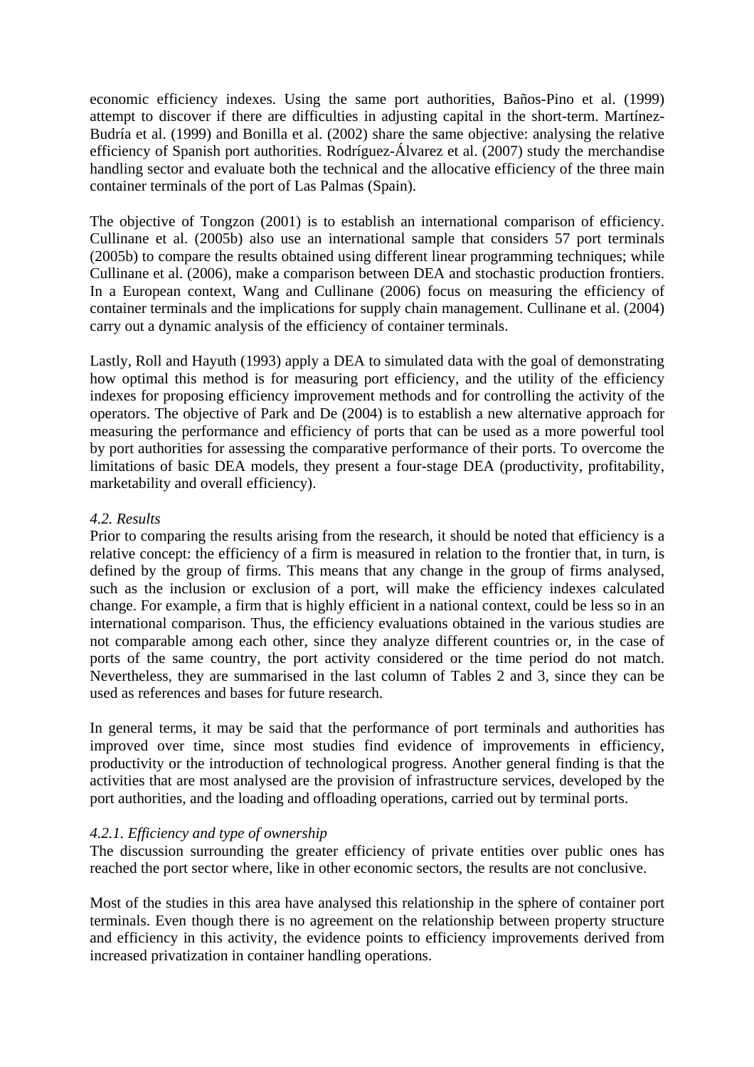economic efficiency indexes. Using the same port authorities, Baños-Pino et al. (1999) attempt to discover if there are difficulties in adjusting capital in the short-term. Martínez-Budría et al. (1999) and Bonilla et al. (2002) share the same objective: analysing the relative efficiency of Spanish port authorities. Rodríguez-Álvarez et al. (2007) study the merchandise handling sector and evaluate both the technical and the allocative efficiency of the three main container terminals of the port of Las Palmas (Spain).

The objective of Tongzon (2001) is to establish an international comparison of efficiency. Cullinane et al. (2005b) also use an international sample that considers 57 port terminals (2005b) to compare the results obtained using different linear programming techniques; while Cullinane et al. (2006), make a comparison between DEA and stochastic production frontiers. In a European context, Wang and Cullinane (2006) focus on measuring the efficiency of container terminals and the implications for supply chain management. Cullinane et al. (2004) carry out a dynamic analysis of the efficiency of container terminals.

Lastly, Roll and Hayuth (1993) apply a DEA to simulated data with the goal of demonstrating how optimal this method is for measuring port efficiency, and the utility of the efficiency indexes for proposing efficiency improvement methods and for controlling the activity of the operators. The objective of Park and De (2004) is to establish a new alternative approach for measuring the performance and efficiency of ports that can be used as a more powerful tool by port authorities for assessing the comparative performance of their ports. To overcome the limitations of basic DEA models, they present a four-stage DEA (productivity, profitability, marketability and overall efficiency).

### *4.2. Results*

Prior to comparing the results arising from the research, it should be noted that efficiency is a relative concept: the efficiency of a firm is measured in relation to the frontier that, in turn, is defined by the group of firms. This means that any change in the group of firms analysed, such as the inclusion or exclusion of a port, will make the efficiency indexes calculated change. For example, a firm that is highly efficient in a national context, could be less so in an international comparison. Thus, the efficiency evaluations obtained in the various studies are not comparable among each other, since they analyze different countries or, in the case of ports of the same country, the port activity considered or the time period do not match. Nevertheless, they are summarised in the last column of Tables 2 and 3, since they can be used as references and bases for future research.

In general terms, it may be said that the performance of port terminals and authorities has improved over time, since most studies find evidence of improvements in efficiency, productivity or the introduction of technological progress. Another general finding is that the activities that are most analysed are the provision of infrastructure services, developed by the port authorities, and the loading and offloading operations, carried out by terminal ports.

#### *4.2.1. Efficiency and type of ownership*

The discussion surrounding the greater efficiency of private entities over public ones has reached the port sector where, like in other economic sectors, the results are not conclusive.

Most of the studies in this area have analysed this relationship in the sphere of container port terminals. Even though there is no agreement on the relationship between property structure and efficiency in this activity, the evidence points to efficiency improvements derived from increased privatization in container handling operations.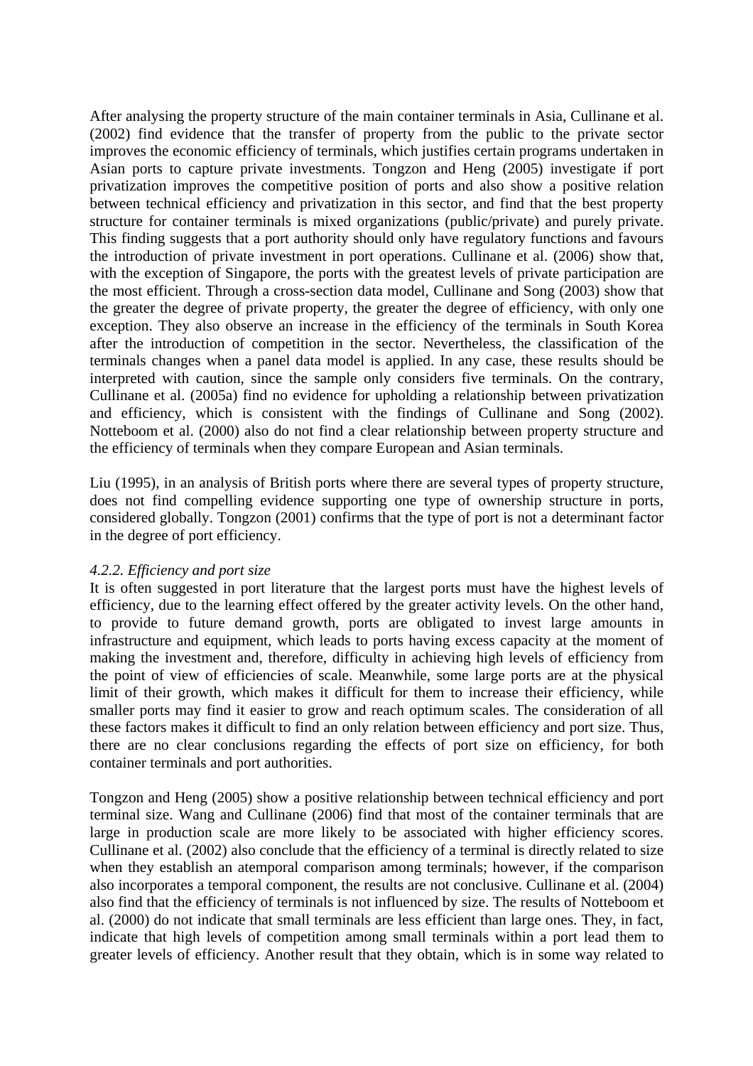After analysing the property structure of the main container terminals in Asia, Cullinane et al. (2002) find evidence that the transfer of property from the public to the private sector improves the economic efficiency of terminals, which justifies certain programs undertaken in Asian ports to capture private investments. Tongzon and Heng (2005) investigate if port privatization improves the competitive position of ports and also show a positive relation between technical efficiency and privatization in this sector, and find that the best property structure for container terminals is mixed organizations (public/private) and purely private. This finding suggests that a port authority should only have regulatory functions and favours the introduction of private investment in port operations. Cullinane et al. (2006) show that, with the exception of Singapore, the ports with the greatest levels of private participation are the most efficient. Through a cross-section data model, Cullinane and Song (2003) show that the greater the degree of private property, the greater the degree of efficiency, with only one exception. They also observe an increase in the efficiency of the terminals in South Korea after the introduction of competition in the sector. Nevertheless, the classification of the terminals changes when a panel data model is applied. In any case, these results should be interpreted with caution, since the sample only considers five terminals. On the contrary, Cullinane et al. (2005a) find no evidence for upholding a relationship between privatization and efficiency, which is consistent with the findings of Cullinane and Song (2002). Notteboom et al. (2000) also do not find a clear relationship between property structure and the efficiency of terminals when they compare European and Asian terminals.

Liu (1995), in an analysis of British ports where there are several types of property structure, does not find compelling evidence supporting one type of ownership structure in ports, considered globally. Tongzon (2001) confirms that the type of port is not a determinant factor in the degree of port efficiency.

#### *4.2.2. Efficiency and port size*

It is often suggested in port literature that the largest ports must have the highest levels of efficiency, due to the learning effect offered by the greater activity levels. On the other hand, to provide to future demand growth, ports are obligated to invest large amounts in infrastructure and equipment, which leads to ports having excess capacity at the moment of making the investment and, therefore, difficulty in achieving high levels of efficiency from the point of view of efficiencies of scale. Meanwhile, some large ports are at the physical limit of their growth, which makes it difficult for them to increase their efficiency, while smaller ports may find it easier to grow and reach optimum scales. The consideration of all these factors makes it difficult to find an only relation between efficiency and port size. Thus, there are no clear conclusions regarding the effects of port size on efficiency, for both container terminals and port authorities.

Tongzon and Heng (2005) show a positive relationship between technical efficiency and port terminal size. Wang and Cullinane (2006) find that most of the container terminals that are large in production scale are more likely to be associated with higher efficiency scores. Cullinane et al. (2002) also conclude that the efficiency of a terminal is directly related to size when they establish an atemporal comparison among terminals; however, if the comparison also incorporates a temporal component, the results are not conclusive. Cullinane et al. (2004) also find that the efficiency of terminals is not influenced by size. The results of Notteboom et al. (2000) do not indicate that small terminals are less efficient than large ones. They, in fact, indicate that high levels of competition among small terminals within a port lead them to greater levels of efficiency. Another result that they obtain, which is in some way related to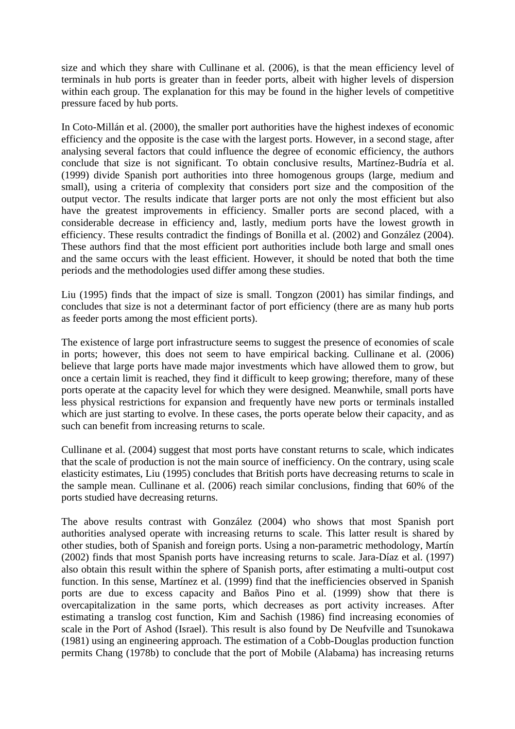size and which they share with Cullinane et al. (2006), is that the mean efficiency level of terminals in hub ports is greater than in feeder ports, albeit with higher levels of dispersion within each group. The explanation for this may be found in the higher levels of competitive pressure faced by hub ports.

In Coto-Millán et al. (2000), the smaller port authorities have the highest indexes of economic efficiency and the opposite is the case with the largest ports. However, in a second stage, after analysing several factors that could influence the degree of economic efficiency, the authors conclude that size is not significant. To obtain conclusive results, Martínez-Budría et al. (1999) divide Spanish port authorities into three homogenous groups (large, medium and small), using a criteria of complexity that considers port size and the composition of the output vector. The results indicate that larger ports are not only the most efficient but also have the greatest improvements in efficiency. Smaller ports are second placed, with a considerable decrease in efficiency and, lastly, medium ports have the lowest growth in efficiency. These results contradict the findings of Bonilla et al. (2002) and González (2004). These authors find that the most efficient port authorities include both large and small ones and the same occurs with the least efficient. However, it should be noted that both the time periods and the methodologies used differ among these studies.

Liu (1995) finds that the impact of size is small. Tongzon (2001) has similar findings, and concludes that size is not a determinant factor of port efficiency (there are as many hub ports as feeder ports among the most efficient ports).

The existence of large port infrastructure seems to suggest the presence of economies of scale in ports; however, this does not seem to have empirical backing. Cullinane et al. (2006) believe that large ports have made major investments which have allowed them to grow, but once a certain limit is reached, they find it difficult to keep growing; therefore, many of these ports operate at the capacity level for which they were designed. Meanwhile, small ports have less physical restrictions for expansion and frequently have new ports or terminals installed which are just starting to evolve. In these cases, the ports operate below their capacity, and as such can benefit from increasing returns to scale.

Cullinane et al. (2004) suggest that most ports have constant returns to scale, which indicates that the scale of production is not the main source of inefficiency. On the contrary, using scale elasticity estimates, Liu (1995) concludes that British ports have decreasing returns to scale in the sample mean. Cullinane et al. (2006) reach similar conclusions, finding that 60% of the ports studied have decreasing returns.

The above results contrast with González (2004) who shows that most Spanish port authorities analysed operate with increasing returns to scale. This latter result is shared by other studies, both of Spanish and foreign ports. Using a non-parametric methodology, Martín (2002) finds that most Spanish ports have increasing returns to scale. Jara-Díaz et al. (1997) also obtain this result within the sphere of Spanish ports, after estimating a multi-output cost function. In this sense, Martínez et al. (1999) find that the inefficiencies observed in Spanish ports are due to excess capacity and Baños Pino et al. (1999) show that there is overcapitalization in the same ports, which decreases as port activity increases. After estimating a translog cost function, Kim and Sachish (1986) find increasing economies of scale in the Port of Ashod (Israel). This result is also found by De Neufville and Tsunokawa (1981) using an engineering approach. The estimation of a Cobb-Douglas production function permits Chang (1978b) to conclude that the port of Mobile (Alabama) has increasing returns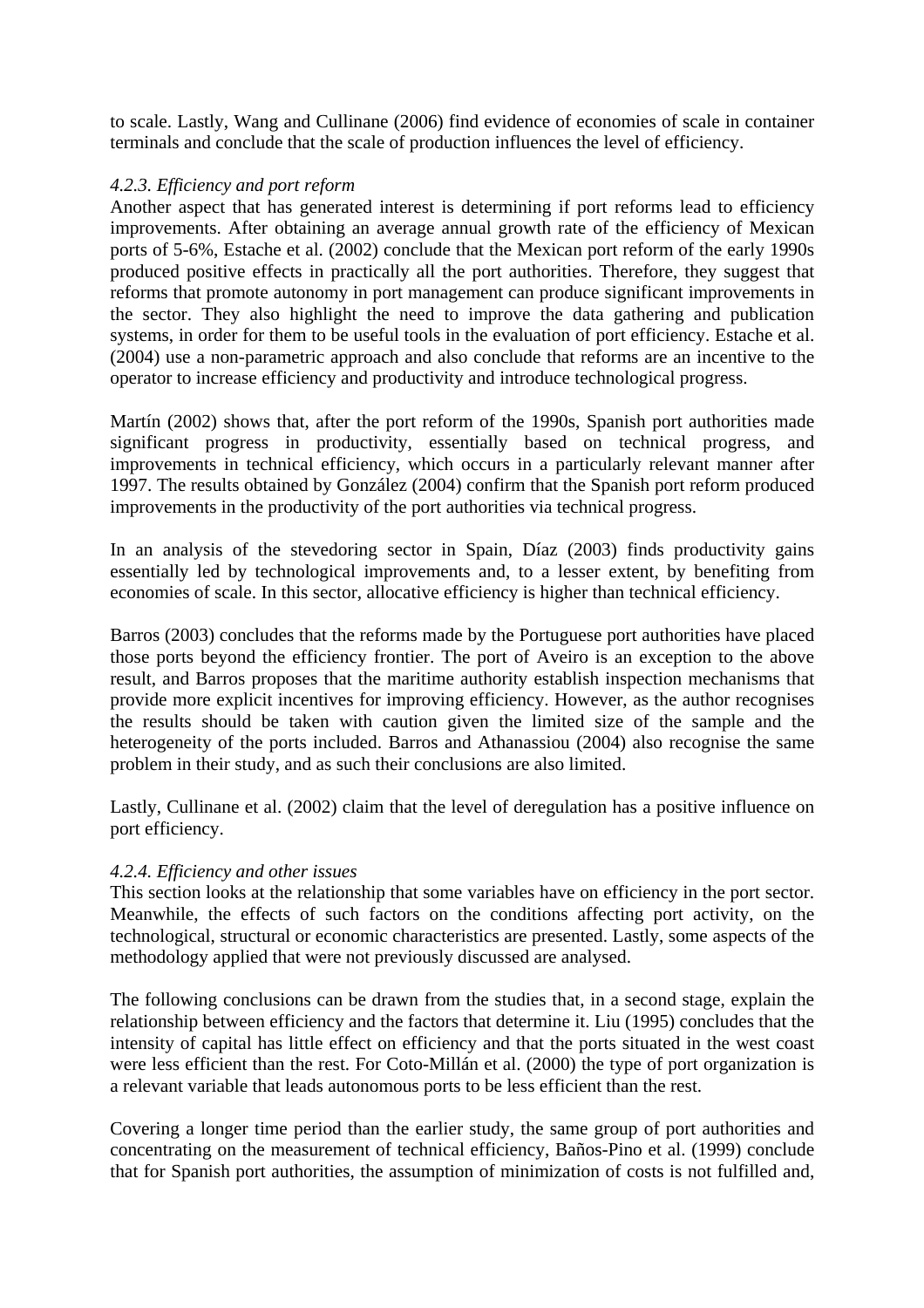to scale. Lastly, Wang and Cullinane (2006) find evidence of economies of scale in container terminals and conclude that the scale of production influences the level of efficiency.

#### *4.2.3. Efficiency and port reform*

Another aspect that has generated interest is determining if port reforms lead to efficiency improvements. After obtaining an average annual growth rate of the efficiency of Mexican ports of 5-6%, Estache et al. (2002) conclude that the Mexican port reform of the early 1990s produced positive effects in practically all the port authorities. Therefore, they suggest that reforms that promote autonomy in port management can produce significant improvements in the sector. They also highlight the need to improve the data gathering and publication systems, in order for them to be useful tools in the evaluation of port efficiency. Estache et al. (2004) use a non-parametric approach and also conclude that reforms are an incentive to the operator to increase efficiency and productivity and introduce technological progress.

Martín (2002) shows that, after the port reform of the 1990s, Spanish port authorities made significant progress in productivity, essentially based on technical progress, and improvements in technical efficiency, which occurs in a particularly relevant manner after 1997. The results obtained by González (2004) confirm that the Spanish port reform produced improvements in the productivity of the port authorities via technical progress.

In an analysis of the stevedoring sector in Spain, Díaz (2003) finds productivity gains essentially led by technological improvements and, to a lesser extent, by benefiting from economies of scale. In this sector, allocative efficiency is higher than technical efficiency.

Barros (2003) concludes that the reforms made by the Portuguese port authorities have placed those ports beyond the efficiency frontier. The port of Aveiro is an exception to the above result, and Barros proposes that the maritime authority establish inspection mechanisms that provide more explicit incentives for improving efficiency. However, as the author recognises the results should be taken with caution given the limited size of the sample and the heterogeneity of the ports included. Barros and Athanassiou (2004) also recognise the same problem in their study, and as such their conclusions are also limited.

Lastly, Cullinane et al. (2002) claim that the level of deregulation has a positive influence on port efficiency.

#### *4.2.4. Efficiency and other issues*

This section looks at the relationship that some variables have on efficiency in the port sector. Meanwhile, the effects of such factors on the conditions affecting port activity, on the technological, structural or economic characteristics are presented. Lastly, some aspects of the methodology applied that were not previously discussed are analysed.

The following conclusions can be drawn from the studies that, in a second stage, explain the relationship between efficiency and the factors that determine it. Liu (1995) concludes that the intensity of capital has little effect on efficiency and that the ports situated in the west coast were less efficient than the rest. For Coto-Millán et al. (2000) the type of port organization is a relevant variable that leads autonomous ports to be less efficient than the rest.

Covering a longer time period than the earlier study, the same group of port authorities and concentrating on the measurement of technical efficiency, Baños-Pino et al. (1999) conclude that for Spanish port authorities, the assumption of minimization of costs is not fulfilled and,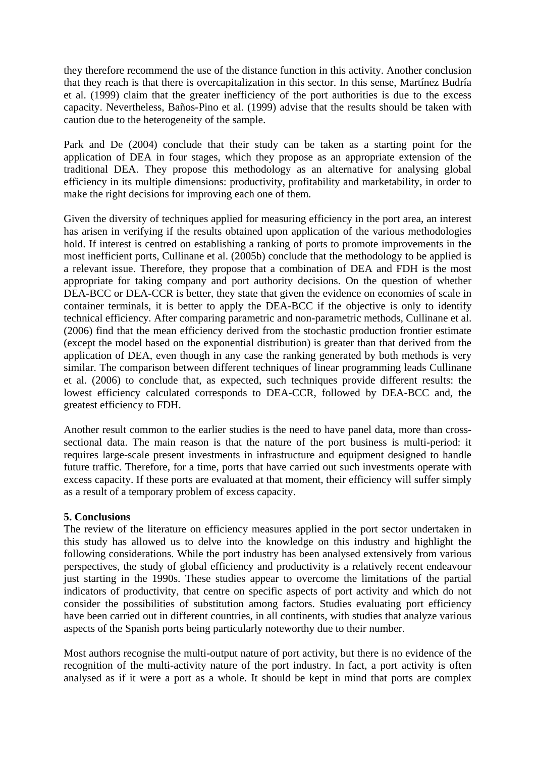they therefore recommend the use of the distance function in this activity. Another conclusion that they reach is that there is overcapitalization in this sector. In this sense, Martínez Budría et al. (1999) claim that the greater inefficiency of the port authorities is due to the excess capacity. Nevertheless, Baños-Pino et al. (1999) advise that the results should be taken with caution due to the heterogeneity of the sample.

Park and De (2004) conclude that their study can be taken as a starting point for the application of DEA in four stages, which they propose as an appropriate extension of the traditional DEA. They propose this methodology as an alternative for analysing global efficiency in its multiple dimensions: productivity, profitability and marketability, in order to make the right decisions for improving each one of them.

Given the diversity of techniques applied for measuring efficiency in the port area, an interest has arisen in verifying if the results obtained upon application of the various methodologies hold. If interest is centred on establishing a ranking of ports to promote improvements in the most inefficient ports, Cullinane et al. (2005b) conclude that the methodology to be applied is a relevant issue. Therefore, they propose that a combination of DEA and FDH is the most appropriate for taking company and port authority decisions. On the question of whether DEA-BCC or DEA-CCR is better, they state that given the evidence on economies of scale in container terminals, it is better to apply the DEA-BCC if the objective is only to identify technical efficiency. After comparing parametric and non-parametric methods, Cullinane et al. (2006) find that the mean efficiency derived from the stochastic production frontier estimate (except the model based on the exponential distribution) is greater than that derived from the application of DEA, even though in any case the ranking generated by both methods is very similar. The comparison between different techniques of linear programming leads Cullinane et al. (2006) to conclude that, as expected, such techniques provide different results: the lowest efficiency calculated corresponds to DEA-CCR, followed by DEA-BCC and, the greatest efficiency to FDH.

Another result common to the earlier studies is the need to have panel data, more than cross-sectional data. The main reason is that the nature of the port business is multi-period: it requires large-scale present investments in infrastructure and equipment designed to handle future traffic. Therefore, for a time, ports that have carried out such investments operate with excess capacity. If these ports are evaluated at that moment, their efficiency will suffer simply as a result of a temporary problem of excess capacity.

## 5. Conclusions

The review of the literature on efficiency measures applied in the port sector undertaken in this study has allowed us to delve into the knowledge on this industry and highlight the following considerations. While the port industry has been analysed extensively from various perspectives, the study of global efficiency and productivity is a relatively recent endeavour just starting in the 1990s. These studies appear to overcome the limitations of the partial indicators of productivity, that centre on specific aspects of port activity and which do not consider the possibilities of substitution among factors. Studies evaluating port efficiency have been carried out in different countries, in all continents, with studies that analyze various aspects of the Spanish ports being particularly noteworthy due to their number.

Most authors recognise the multi-output nature of port activity, but there is no evidence of the recognition of the multi-activity nature of the port industry. In fact, a port activity is often analysed as if it were a port as a whole. It should be kept in mind that ports are complex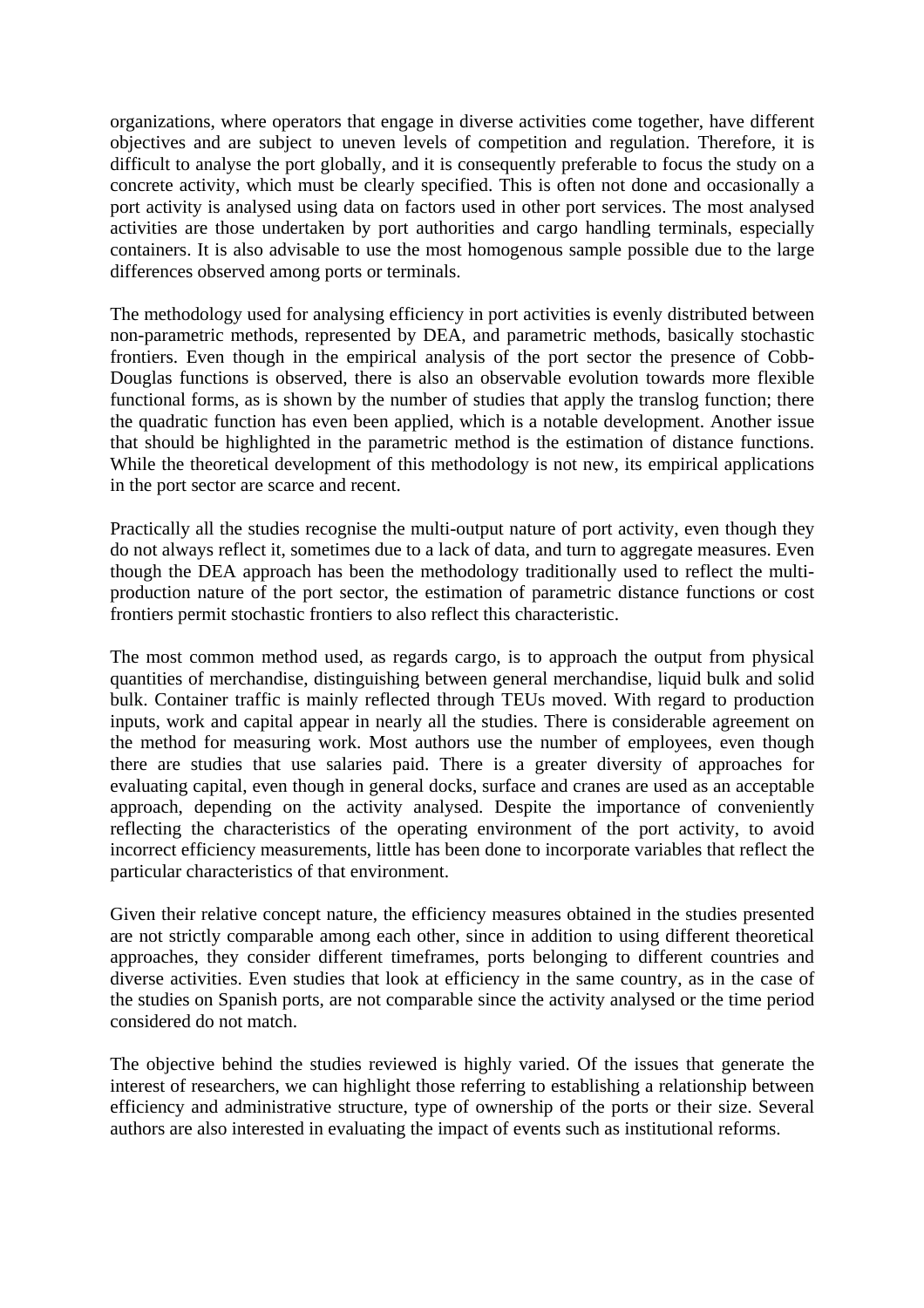organizations, where operators that engage in diverse activities come together, have different objectives and are subject to uneven levels of competition and regulation. Therefore, it is difficult to analyse the port globally, and it is consequently preferable to focus the study on a concrete activity, which must be clearly specified. This is often not done and occasionally a port activity is analysed using data on factors used in other port services. The most analysed activities are those undertaken by port authorities and cargo handling terminals, especially containers. It is also advisable to use the most homogenous sample possible due to the large differences observed among ports or terminals.

The methodology used for analysing efficiency in port activities is evenly distributed between non-parametric methods, represented by DEA, and parametric methods, basically stochastic frontiers. Even though in the empirical analysis of the port sector the presence of Cobb-Douglas functions is observed, there is also an observable evolution towards more flexible functional forms, as is shown by the number of studies that apply the translog function; there the quadratic function has even been applied, which is a notable development. Another issue that should be highlighted in the parametric method is the estimation of distance functions. While the theoretical development of this methodology is not new, its empirical applications in the port sector are scarce and recent.

Practically all the studies recognise the multi-output nature of port activity, even though they do not always reflect it, sometimes due to a lack of data, and turn to aggregate measures. Even though the DEA approach has been the methodology traditionally used to reflect the multi-production nature of the port sector, the estimation of parametric distance functions or cost frontiers permit stochastic frontiers to also reflect this characteristic.

The most common method used, as regards cargo, is to approach the output from physical quantities of merchandise, distinguishing between general merchandise, liquid bulk and solid bulk. Container traffic is mainly reflected through TEUs moved. With regard to production inputs, work and capital appear in nearly all the studies. There is considerable agreement on the method for measuring work. Most authors use the number of employees, even though there are studies that use salaries paid. There is a greater diversity of approaches for evaluating capital, even though in general docks, surface and cranes are used as an acceptable approach, depending on the activity analysed. Despite the importance of conveniently reflecting the characteristics of the operating environment of the port activity, to avoid incorrect efficiency measurements, little has been done to incorporate variables that reflect the particular characteristics of that environment.

Given their relative concept nature, the efficiency measures obtained in the studies presented are not strictly comparable among each other, since in addition to using different theoretical approaches, they consider different timeframes, ports belonging to different countries and diverse activities. Even studies that look at efficiency in the same country, as in the case of the studies on Spanish ports, are not comparable since the activity analysed or the time period considered do not match.

The objective behind the studies reviewed is highly varied. Of the issues that generate the interest of researchers, we can highlight those referring to establishing a relationship between efficiency and administrative structure, type of ownership of the ports or their size. Several authors are also interested in evaluating the impact of events such as institutional reforms.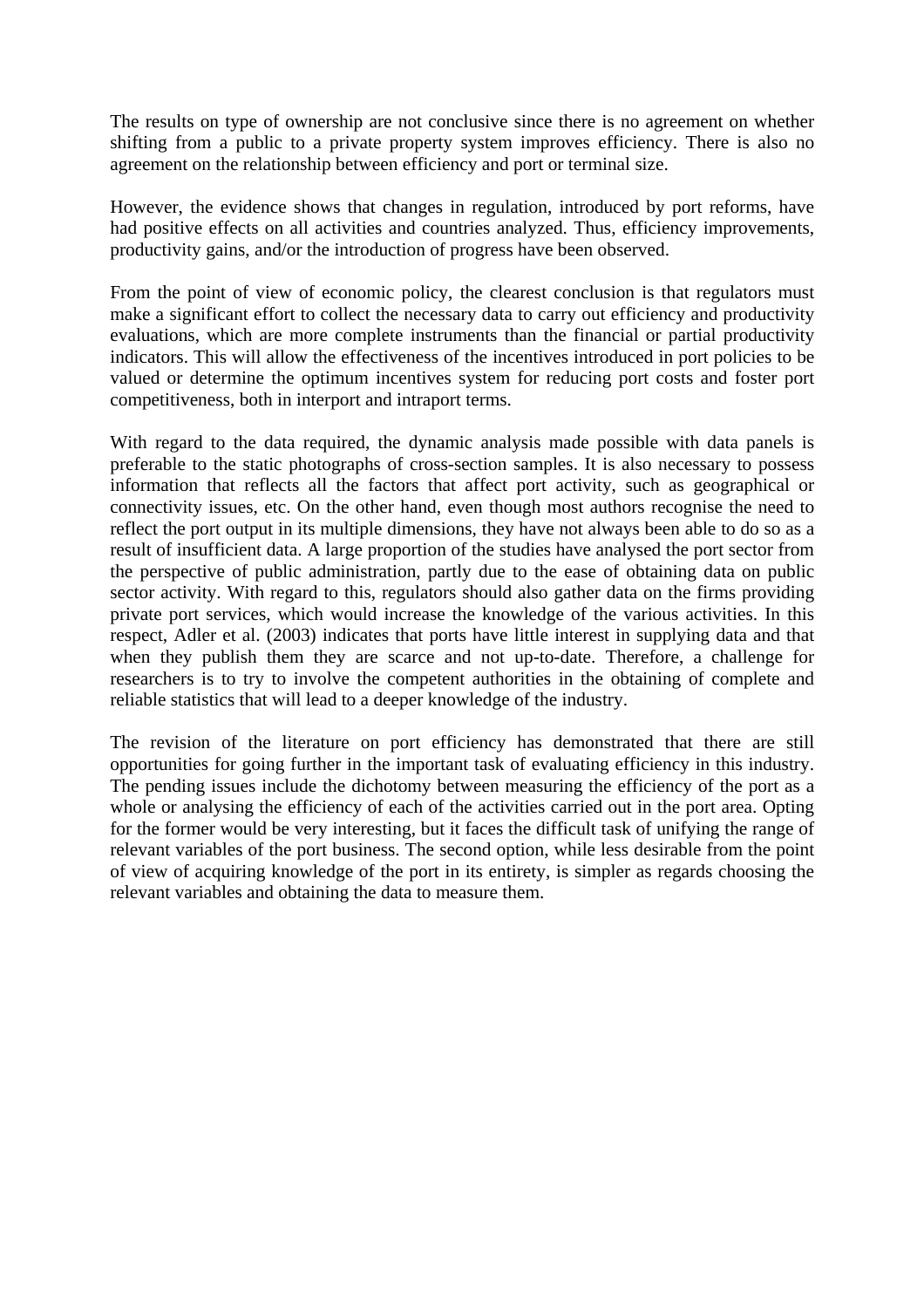The results on type of ownership are not conclusive since there is no agreement on whether shifting from a public to a private property system improves efficiency. There is also no agreement on the relationship between efficiency and port or terminal size.

However, the evidence shows that changes in regulation, introduced by port reforms, have had positive effects on all activities and countries analyzed. Thus, efficiency improvements, productivity gains, and/or the introduction of progress have been observed.

From the point of view of economic policy, the clearest conclusion is that regulators must make a significant effort to collect the necessary data to carry out efficiency and productivity evaluations, which are more complete instruments than the financial or partial productivity indicators. This will allow the effectiveness of the incentives introduced in port policies to be valued or determine the optimum incentives system for reducing port costs and foster port competitiveness, both in interport and intraport terms.

With regard to the data required, the dynamic analysis made possible with data panels is preferable to the static photographs of cross-section samples. It is also necessary to possess information that reflects all the factors that affect port activity, such as geographical or connectivity issues, etc. On the other hand, even though most authors recognise the need to reflect the port output in its multiple dimensions, they have not always been able to do so as a result of insufficient data. A large proportion of the studies have analysed the port sector from the perspective of public administration, partly due to the ease of obtaining data on public sector activity. With regard to this, regulators should also gather data on the firms providing private port services, which would increase the knowledge of the various activities. In this respect, Adler et al. (2003) indicates that ports have little interest in supplying data and that when they publish them they are scarce and not up-to-date. Therefore, a challenge for researchers is to try to involve the competent authorities in the obtaining of complete and reliable statistics that will lead to a deeper knowledge of the industry.

The revision of the literature on port efficiency has demonstrated that there are still opportunities for going further in the important task of evaluating efficiency in this industry. The pending issues include the dichotomy between measuring the efficiency of the port as a whole or analysing the efficiency of each of the activities carried out in the port area. Opting for the former would be very interesting, but it faces the difficult task of unifying the range of relevant variables of the port business. The second option, while less desirable from the point of view of acquiring knowledge of the port in its entirety, is simpler as regards choosing the relevant variables and obtaining the data to measure them.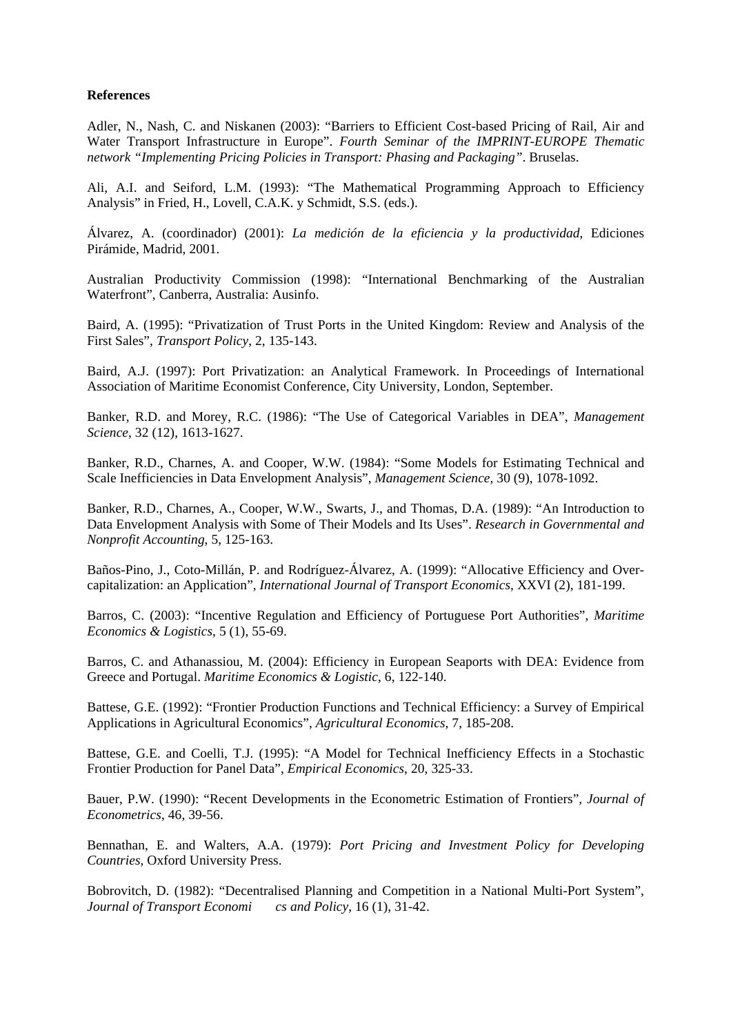**References**

Adler, N., Nash, C. and Niskanen (2003): "Barriers to Efficient Cost-based Pricing of Rail, Air and Water Transport Infrastructure in Europe". *Fourth Seminar of the IMPRINT-EUROPE Thematic network "Implementing Pricing Policies in Transport: Phasing and Packaging"*. Bruselas.

Ali, A.I. and Seiford, L.M. (1993): "The Mathematical Programming Approach to Efficiency Analysis" in Fried, H., Lovell, C.A.K. y Schmidt, S.S. (eds.).

Álvarez, A. (coordinador) (2001): *La medición de la eficiencia y la productividad*, Ediciones Pirámide, Madrid, 2001.

Australian Productivity Commission (1998): "International Benchmarking of the Australian Waterfront", Canberra, Australia: Ausinfo.

Baird, A. (1995): "Privatization of Trust Ports in the United Kingdom: Review and Analysis of the First Sales", *Transport Policy*, 2, 135-143.

Baird, A.J. (1997): Port Privatization: an Analytical Framework. In Proceedings of International Association of Maritime Economist Conference, City University, London, September.

Banker, R.D. and Morey, R.C. (1986): "The Use of Categorical Variables in DEA", *Management Science*, 32 (12), 1613-1627.

Banker, R.D., Charnes, A. and Cooper, W.W. (1984): "Some Models for Estimating Technical and Scale Inefficiencies in Data Envelopment Analysis", *Management Science*, 30 (9), 1078-1092.

Banker, R.D., Charnes, A., Cooper, W.W., Swarts, J., and Thomas, D.A. (1989): "An Introduction to Data Envelopment Analysis with Some of Their Models and Its Uses". *Research in Governmental and Nonprofit Accounting*, 5, 125-163.

Baños-Pino, J., Coto-Millán, P. and Rodríguez-Álvarez, A. (1999): "Allocative Efficiency and Over-capitalization: an Application", *International Journal of Transport Economics*, XXVI (2), 181-199.

Barros, C. (2003): "Incentive Regulation and Efficiency of Portuguese Port Authorities", *Maritime Economics & Logistics*, 5 (1), 55-69.

Barros, C. and Athanassiou, M. (2004): Efficiency in European Seaports with DEA: Evidence from Greece and Portugal. *Maritime Economics & Logistic*, 6, 122-140.

Battese, G.E. (1992): "Frontier Production Functions and Technical Efficiency: a Survey of Empirical Applications in Agricultural Economics", *Agricultural Economics*, 7, 185-208.

Battese, G.E. and Coelli, T.J. (1995): "A Model for Technical Inefficiency Effects in a Stochastic Frontier Production for Panel Data", *Empirical Economics*, 20, 325-33.

Bauer, P.W. (1990): "Recent Developments in the Econometric Estimation of Frontiers", *Journal of Econometrics*, 46, 39-56.

Bennathan, E. and Walters, A.A. (1979): *Port Pricing and Investment Policy for Developing Countries*, Oxford University Press.

Bobrovitch, D. (1982): "Decentralised Planning and Competition in a National Multi-Port System", *Journal of Transport Economics and Policy*, 16 (1), 31-42.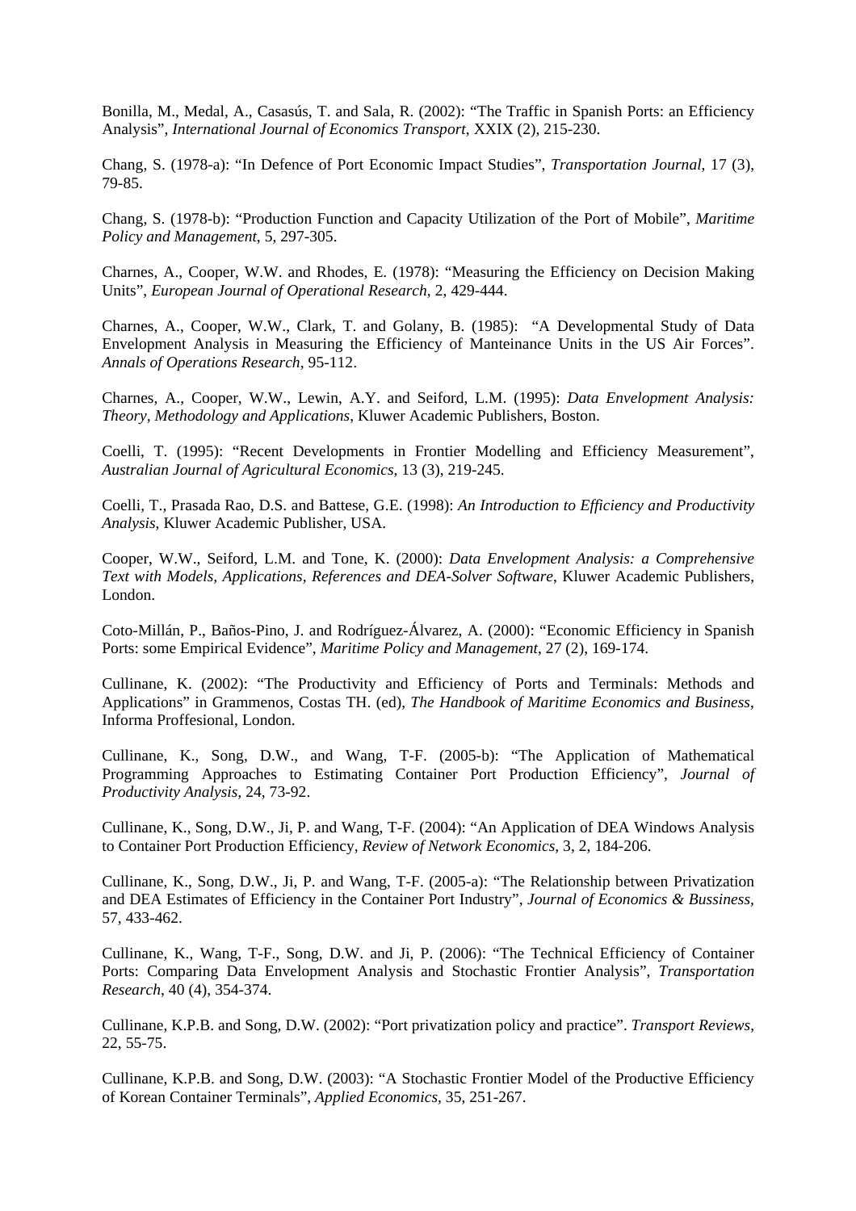Bonilla, M., Medal, A., Casasús, T. and Sala, R. (2002): "The Traffic in Spanish Ports: an Efficiency Analysis", *International Journal of Economics Transport*, XXIX (2), 215-230.

Chang, S. (1978-a): "In Defence of Port Economic Impact Studies", *Transportation Journal*, 17 (3), 79-85.

Chang, S. (1978-b): "Production Function and Capacity Utilization of the Port of Mobile", *Maritime Policy and Management*, 5, 297-305.

Charnes, A., Cooper, W.W. and Rhodes, E. (1978): "Measuring the Efficiency on Decision Making Units", *European Journal of Operational Research*, 2, 429-444.

Charnes, A., Cooper, W.W., Clark, T. and Golany, B. (1985): "A Developmental Study of Data Envelopment Analysis in Measuring the Efficiency of Manteinance Units in the US Air Forces". *Annals of Operations Research*, 95-112.

Charnes, A., Cooper, W.W., Lewin, A.Y. and Seiford, L.M. (1995): *Data Envelopment Analysis: Theory, Methodology and Applications*, Kluwer Academic Publishers, Boston.

Coelli, T. (1995): "Recent Developments in Frontier Modelling and Efficiency Measurement", *Australian Journal of Agricultural Economics*, 13 (3), 219-245.

Coelli, T., Prasada Rao, D.S. and Battese, G.E. (1998): *An Introduction to Efficiency and Productivity Analysis*, Kluwer Academic Publisher, USA.

Cooper, W.W., Seiford, L.M. and Tone, K. (2000): *Data Envelopment Analysis: a Comprehensive Text with Models, Applications, References and DEA-Solver Software*, Kluwer Academic Publishers, London.

Coto-Millán, P., Baños-Pino, J. and Rodríguez-Álvarez, A. (2000): "Economic Efficiency in Spanish Ports: some Empirical Evidence", *Maritime Policy and Management*, 27 (2), 169-174.

Cullinane, K. (2002): "The Productivity and Efficiency of Ports and Terminals: Methods and Applications" in Grammenos, Costas TH. (ed), *The Handbook of Maritime Economics and Business*, Informa Proffesional, London.

Cullinane, K., Song, D.W., and Wang, T-F. (2005-b): "The Application of Mathematical Programming Approaches to Estimating Container Port Production Efficiency", *Journal of Productivity Analysis*, 24, 73-92.

Cullinane, K., Song, D.W., Ji, P. and Wang, T-F. (2004): "An Application of DEA Windows Analysis to Container Port Production Efficiency, *Review of Network Economics*, 3, 2, 184-206.

Cullinane, K., Song, D.W., Ji, P. and Wang, T-F. (2005-a): "The Relationship between Privatization and DEA Estimates of Efficiency in the Container Port Industry", *Journal of Economics & Bussiness*, 57, 433-462.

Cullinane, K., Wang, T-F., Song, D.W. and Ji, P. (2006): "The Technical Efficiency of Container Ports: Comparing Data Envelopment Analysis and Stochastic Frontier Analysis", *Transportation Research*, 40 (4), 354-374.

Cullinane, K.P.B. and Song, D.W. (2002): "Port privatization policy and practice". *Transport Reviews*, 22, 55-75.

Cullinane, K.P.B. and Song, D.W. (2003): "A Stochastic Frontier Model of the Productive Efficiency of Korean Container Terminals", *Applied Economics*, 35, 251-267.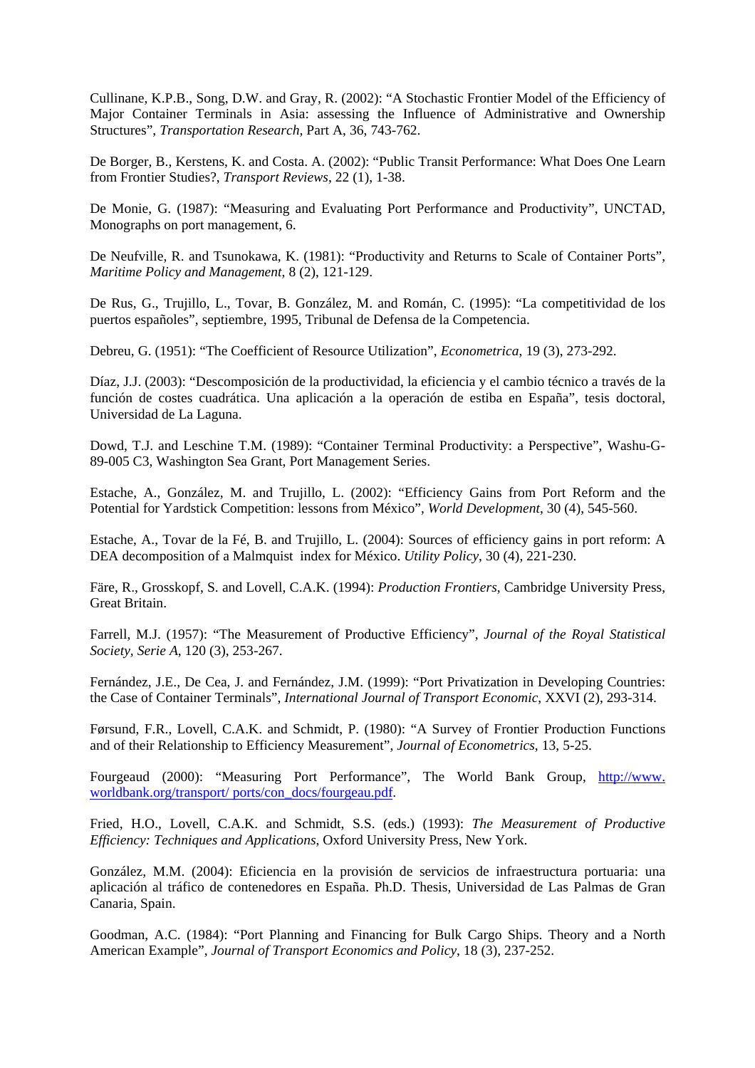Cullinane, K.P.B., Song, D.W. and Gray, R. (2002): "A Stochastic Frontier Model of the Efficiency of Major Container Terminals in Asia: assessing the Influence of Administrative and Ownership Structures", *Transportation Research*, Part A, 36, 743-762.

De Borger, B., Kerstens, K. and Costa. A. (2002): "Public Transit Performance: What Does One Learn from Frontier Studies?, *Transport Reviews*, 22 (1), 1-38.

De Monie, G. (1987): "Measuring and Evaluating Port Performance and Productivity", UNCTAD, Monographs on port management, 6.

De Neufville, R. and Tsunokawa, K. (1981): "Productivity and Returns to Scale of Container Ports", *Maritime Policy and Management*, 8 (2), 121-129.

De Rus, G., Trujillo, L., Tovar, B. González, M. and Román, C. (1995): "La competitividad de los puertos españoles", septiembre, 1995, Tribunal de Defensa de la Competencia.

Debreu, G. (1951): "The Coefficient of Resource Utilization", *Econometrica*, 19 (3), 273-292.

Díaz, J.J. (2003): "Descomposición de la productividad, la eficiencia y el cambio técnico a través de la función de costes cuadrática. Una aplicación a la operación de estiba en España", tesis doctoral, Universidad de La Laguna.

Dowd, T.J. and Leschine T.M. (1989): "Container Terminal Productivity: a Perspective", Washu-G-89-005 C3, Washington Sea Grant, Port Management Series.

Estache, A., González, M. and Trujillo, L. (2002): "Efficiency Gains from Port Reform and the Potential for Yardstick Competition: lessons from México", *World Development*, 30 (4), 545-560.

Estache, A., Tovar de la Fé, B. and Trujillo, L. (2004): Sources of efficiency gains in port reform: A DEA decomposition of a Malmquist index for México. *Utility Policy*, 30 (4), 221-230.

Färe, R., Grosskopf, S. and Lovell, C.A.K. (1994): *Production Frontiers*, Cambridge University Press, Great Britain.

Farrell, M.J. (1957): "The Measurement of Productive Efficiency", *Journal of the Royal Statistical Society, Serie A*, 120 (3), 253-267.

Fernández, J.E., De Cea, J. and Fernández, J.M. (1999): "Port Privatization in Developing Countries: the Case of Container Terminals", *International Journal of Transport Economic*, XXVI (2), 293-314.

Førsund, F.R., Lovell, C.A.K. and Schmidt, P. (1980): "A Survey of Frontier Production Functions and of their Relationship to Efficiency Measurement", *Journal of Econometrics*, 13, 5-25.

Fourgeaud (2000): "Measuring Port Performance", The World Bank Group, http://www.worldbank.org/transport/ ports/con_docs/fourgeau.pdf.

Fried, H.O., Lovell, C.A.K. and Schmidt, S.S. (eds.) (1993): *The Measurement of Productive Efficiency: Techniques and Applications*, Oxford University Press, New York.

González, M.M. (2004): Eficiencia en la provisión de servicios de infraestructura portuaria: una aplicación al tráfico de contenedores en España. Ph.D. Thesis, Universidad de Las Palmas de Gran Canaria, Spain.

Goodman, A.C. (1984): "Port Planning and Financing for Bulk Cargo Ships. Theory and a North American Example", *Journal of Transport Economics and Policy*, 18 (3), 237-252.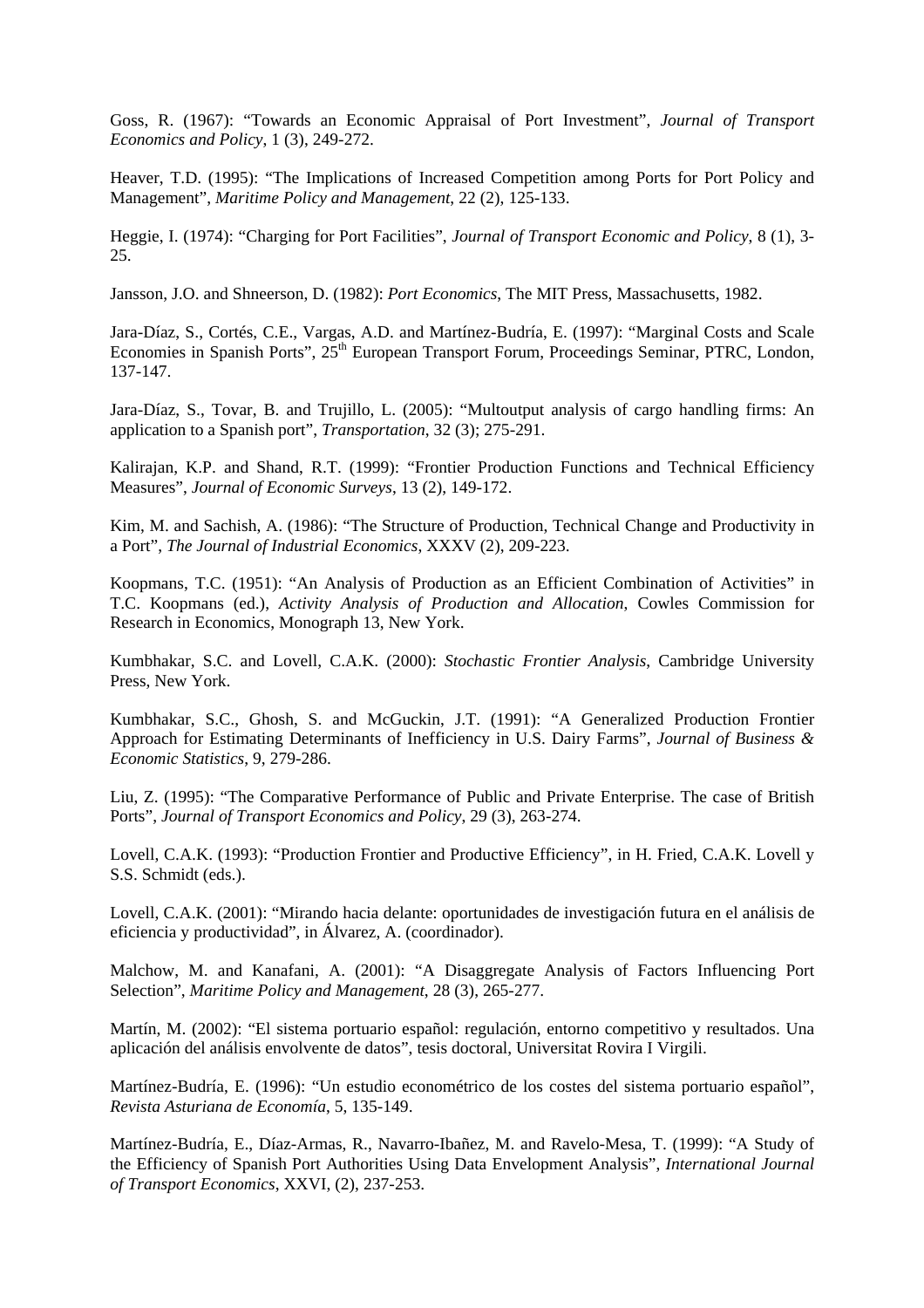Goss, R. (1967): "Towards an Economic Appraisal of Port Investment", *Journal of Transport Economics and Policy*, 1 (3), 249-272.

Heaver, T.D. (1995): "The Implications of Increased Competition among Ports for Port Policy and Management", *Maritime Policy and Management*, 22 (2), 125-133.

Heggie, I. (1974): "Charging for Port Facilities", *Journal of Transport Economic and Policy*, 8 (1), 3-25.

Jansson, J.O. and Shneerson, D. (1982): *Port Economics*, The MIT Press, Massachusetts, 1982.

Jara-Díaz, S., Cortés, C.E., Vargas, A.D. and Martínez-Budría, E. (1997): "Marginal Costs and Scale Economies in Spanish Ports", 25th European Transport Forum, Proceedings Seminar, PTRC, London, 137-147.

Jara-Díaz, S., Tovar, B. and Trujillo, L. (2005): "Multioutput analysis of cargo handling firms: An application to a Spanish port", *Transportation*, 32 (3); 275-291.

Kalirajan, K.P. and Shand, R.T. (1999): "Frontier Production Functions and Technical Efficiency Measures", *Journal of Economic Surveys*, 13 (2), 149-172.

Kim, M. and Sachish, A. (1986): "The Structure of Production, Technical Change and Productivity in a Port", *The Journal of Industrial Economics*, XXXV (2), 209-223.

Koopmans, T.C. (1951): "An Analysis of Production as an Efficient Combination of Activities" in T.C. Koopmans (ed.), *Activity Analysis of Production and Allocation*, Cowles Commission for Research in Economics, Monograph 13, New York.

Kumbhakar, S.C. and Lovell, C.A.K. (2000): *Stochastic Frontier Analysis*, Cambridge University Press, New York.

Kumbhakar, S.C., Ghosh, S. and McGuckin, J.T. (1991): "A Generalized Production Frontier Approach for Estimating Determinants of Inefficiency in U.S. Dairy Farms", *Journal of Business & Economic Statistics*, 9, 279-286.

Liu, Z. (1995): "The Comparative Performance of Public and Private Enterprise. The case of British Ports", *Journal of Transport Economics and Policy*, 29 (3), 263-274.

Lovell, C.A.K. (1993): "Production Frontier and Productive Efficiency", in H. Fried, C.A.K. Lovell y S.S. Schmidt (eds.).

Lovell, C.A.K. (2001): "Mirando hacia delante: oportunidades de investigación futura en el análisis de eficiencia y productividad", in Álvarez, A. (coordinador).

Malchow, M. and Kanafani, A. (2001): "A Disaggregate Analysis of Factors Influencing Port Selection", *Maritime Policy and Management*, 28 (3), 265-277.

Martín, M. (2002): "El sistema portuario español: regulación, entorno competitivo y resultados. Una aplicación del análisis envolvente de datos", tesis doctoral, Universitat Rovira I Virgili.

Martínez-Budría, E. (1996): "Un estudio econométrico de los costes del sistema portuario español", *Revista Asturiana de Economía*, 5, 135-149.

Martínez-Budría, E., Díaz-Armas, R., Navarro-Ibañez, M. and Ravelo-Mesa, T. (1999): "A Study of the Efficiency of Spanish Port Authorities Using Data Envelopment Analysis", *International Journal of Transport Economics*, XXVI, (2), 237-253.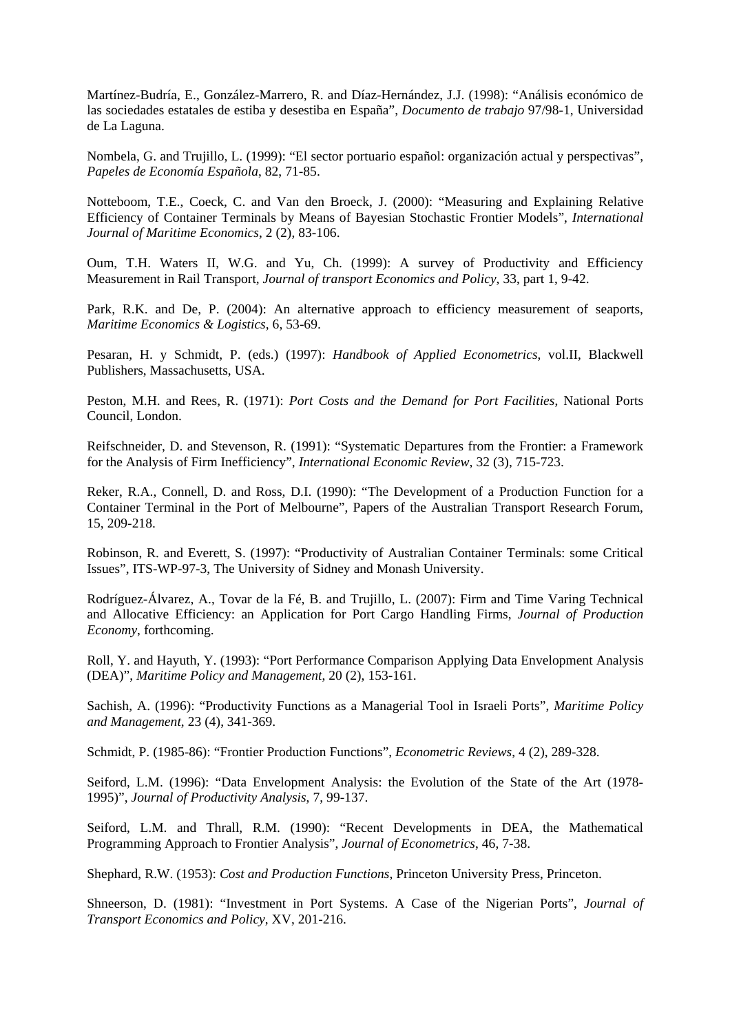Martínez-Budría, E., González-Marrero, R. and Díaz-Hernández, J.J. (1998): "Análisis económico de las sociedades estatales de estiba y desestiba en España", *Documento de trabajo* 97/98-1, Universidad de La Laguna.

Nombela, G. and Trujillo, L. (1999): "El sector portuario español: organización actual y perspectivas", *Papeles de Economía Española*, 82, 71-85.

Notteboom, T.E., Coeck, C. and Van den Broeck, J. (2000): "Measuring and Explaining Relative Efficiency of Container Terminals by Means of Bayesian Stochastic Frontier Models", *International Journal of Maritime Economics*, 2 (2), 83-106.

Oum, T.H. Waters II, W.G. and Yu, Ch. (1999): A survey of Productivity and Efficiency Measurement in Rail Transport, *Journal of transport Economics and Policy*, 33, part 1, 9-42.

Park, R.K. and De, P. (2004): An alternative approach to efficiency measurement of seaports, *Maritime Economics & Logistics*, 6, 53-69.

Pesaran, H. y Schmidt, P. (eds.) (1997): *Handbook of Applied Econometrics*, vol.II, Blackwell Publishers, Massachusetts, USA.

Peston, M.H. and Rees, R. (1971): *Port Costs and the Demand for Port Facilities*, National Ports Council, London.

Reifschneider, D. and Stevenson, R. (1991): "Systematic Departures from the Frontier: a Framework for the Analysis of Firm Inefficiency", *International Economic Review*, 32 (3), 715-723.

Reker, R.A., Connell, D. and Ross, D.I. (1990): "The Development of a Production Function for a Container Terminal in the Port of Melbourne", Papers of the Australian Transport Research Forum, 15, 209-218.

Robinson, R. and Everett, S. (1997): "Productivity of Australian Container Terminals: some Critical Issues", ITS-WP-97-3, The University of Sidney and Monash University.

Rodríguez-Álvarez, A., Tovar de la Fé, B. and Trujillo, L. (2007): Firm and Time Varing Technical and Allocative Efficiency: an Application for Port Cargo Handling Firms, *Journal of Production Economy*, forthcoming.

Roll, Y. and Hayuth, Y. (1993): "Port Performance Comparison Applying Data Envelopment Analysis (DEA)", *Maritime Policy and Management*, 20 (2), 153-161.

Sachish, A. (1996): "Productivity Functions as a Managerial Tool in Israeli Ports", *Maritime Policy and Management*, 23 (4), 341-369.

Schmidt, P. (1985-86): "Frontier Production Functions", *Econometric Reviews*, 4 (2), 289-328.

Seiford, L.M. (1996): "Data Envelopment Analysis: the Evolution of the State of the Art (1978-1995)", *Journal of Productivity Analysis*, 7, 99-137.

Seiford, L.M. and Thrall, R.M. (1990): "Recent Developments in DEA, the Mathematical Programming Approach to Frontier Analysis", *Journal of Econometrics*, 46, 7-38.

Shephard, R.W. (1953): *Cost and Production Functions*, Princeton University Press, Princeton.

Shneerson, D. (1981): "Investment in Port Systems. A Case of the Nigerian Ports", *Journal of Transport Economics and Policy*, XV, 201-216.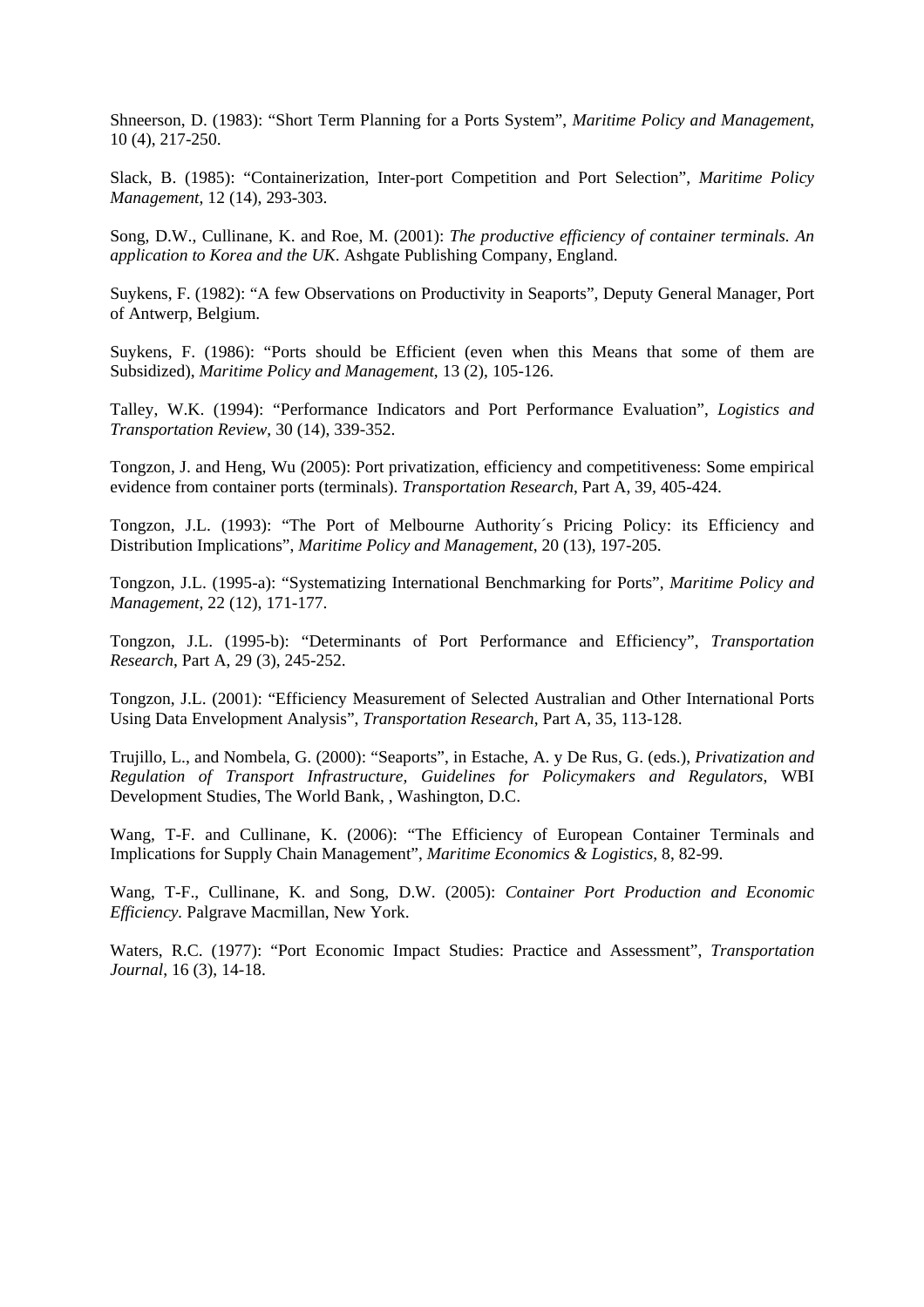Shneerson, D. (1983): “Short Term Planning for a Ports System”, *Maritime Policy and Management*, 10 (4), 217-250.

Slack, B. (1985): “Containerization, Inter-port Competition and Port Selection”, *Maritime Policy Management*, 12 (14), 293-303.

Song, D.W., Cullinane, K. and Roe, M. (2001): *The productive efficiency of container terminals. An application to Korea and the UK*. Ashgate Publishing Company, England.

Suykens, F. (1982): “A few Observations on Productivity in Seaports”, Deputy General Manager, Port of Antwerp, Belgium.

Suykens, F. (1986): “Ports should be Efficient (even when this Means that some of them are Subsidized), *Maritime Policy and Management*, 13 (2), 105-126.

Talley, W.K. (1994): “Performance Indicators and Port Performance Evaluation”, *Logistics and Transportation Review*, 30 (14), 339-352.

Tongzon, J. and Heng, Wu (2005): Port privatization, efficiency and competitiveness: Some empirical evidence from container ports (terminals). *Transportation Research*, Part A, 39, 405-424.

Tongzon, J.L. (1993): “The Port of Melbourne Authority´s Pricing Policy: its Efficiency and Distribution Implications”, *Maritime Policy and Management*, 20 (13), 197-205.

Tongzon, J.L. (1995-a): “Systematizing International Benchmarking for Ports”, *Maritime Policy and Management*, 22 (12), 171-177.

Tongzon, J.L. (1995-b): “Determinants of Port Performance and Efficiency”, *Transportation Research*, Part A, 29 (3), 245-252.

Tongzon, J.L. (2001): “Efficiency Measurement of Selected Australian and Other International Ports Using Data Envelopment Analysis”, *Transportation Research*, Part A, 35, 113-128.

Trujillo, L., and Nombela, G. (2000): “Seaports”, in Estache, A. y De Rus, G. (eds.), *Privatization and Regulation of Transport Infrastructure, Guidelines for Policymakers and Regulators*, WBI Development Studies, The World Bank, , Washington, D.C.

Wang, T-F. and Cullinane, K. (2006): “The Efficiency of European Container Terminals and Implications for Supply Chain Management”, *Maritime Economics & Logistics*, 8, 82-99.

Wang, T-F., Cullinane, K. and Song, D.W. (2005): *Container Port Production and Economic Efficiency.* Palgrave Macmillan, New York.

Waters, R.C. (1977): “Port Economic Impact Studies: Practice and Assessment”, *Transportation Journal*, 16 (3), 14-18.